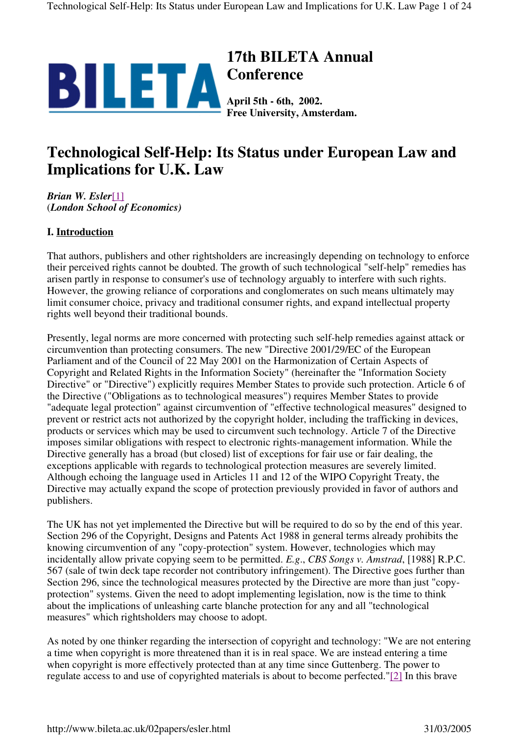# 17th BILETA Annual Conference

**April 5th - 6th, 2002.**
**Free University, Amsterdam.**

# Technological Self-Help: Its Status under European Law and Implications for U.K. Law

***Brian W. Esler***[1]
(*London School of Economics)*

## I. Introduction

That authors, publishers and other rightsholders are increasingly depending on technology to enforce their perceived rights cannot be doubted. The growth of such technological "self-help" remedies has arisen partly in response to consumer's use of technology arguably to interfere with such rights. However, the growing reliance of corporations and conglomerates on such means ultimately may limit consumer choice, privacy and traditional consumer rights, and expand intellectual property rights well beyond their traditional bounds.

Presently, legal norms are more concerned with protecting such self-help remedies against attack or circumvention than protecting consumers. The new "Directive 2001/29/EC of the European Parliament and of the Council of 22 May 2001 on the Harmonization of Certain Aspects of Copyright and Related Rights in the Information Society" (hereinafter the "Information Society Directive" or "Directive") explicitly requires Member States to provide such protection. Article 6 of the Directive ("Obligations as to technological measures") requires Member States to provide "adequate legal protection" against circumvention of "effective technological measures" designed to prevent or restrict acts not authorized by the copyright holder, including the trafficking in devices, products or services which may be used to circumvent such technology. Article 7 of the Directive imposes similar obligations with respect to electronic rights-management information. While the Directive generally has a broad (but closed) list of exceptions for fair use or fair dealing, the exceptions applicable with regards to technological protection measures are severely limited. Although echoing the language used in Articles 11 and 12 of the WIPO Copyright Treaty, the Directive may actually expand the scope of protection previously provided in favor of authors and publishers.

The UK has not yet implemented the Directive but will be required to do so by the end of this year. Section 296 of the Copyright, Designs and Patents Act 1988 in general terms already prohibits the knowing circumvention of any "copy-protection" system. However, technologies which may incidentally allow private copying seem to be permitted. *E.g.*, *CBS Songs v. Amstrad*, [1988] R.P.C. 567 (sale of twin deck tape recorder not contributory infringement). The Directive goes further than Section 296, since the technological measures protected by the Directive are more than just "copy-protection" systems. Given the need to adopt implementing legislation, now is the time to think about the implications of unleashing carte blanche protection for any and all "technological measures" which rightsholders may choose to adopt.

As noted by one thinker regarding the intersection of copyright and technology: "We are not entering a time when copyright is more threatened than it is in real space. We are instead entering a time when copyright is more effectively protected than at any time since Guttenberg. The power to regulate access to and use of copyrighted materials is about to become perfected."[2] In this brave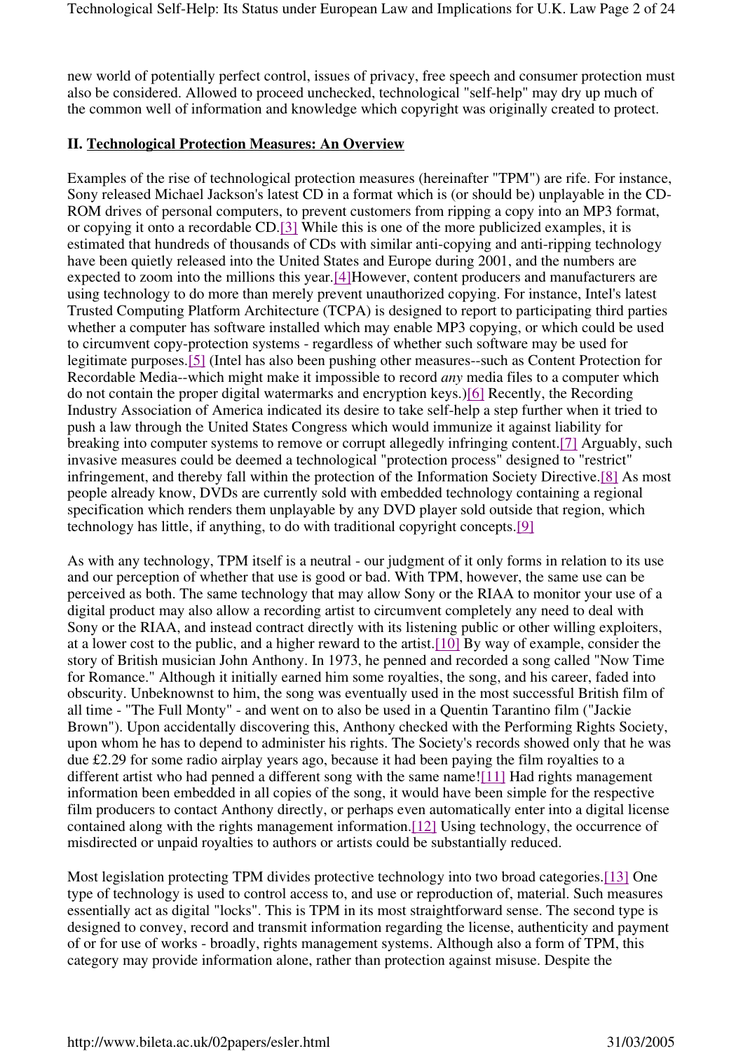new world of potentially perfect control, issues of privacy, free speech and consumer protection must also be considered. Allowed to proceed unchecked, technological "self-help" may dry up much of the common well of information and knowledge which copyright was originally created to protect.

## II. Technological Protection Measures: An Overview

Examples of the rise of technological protection measures (hereinafter "TPM") are rife. For instance, Sony released Michael Jackson's latest CD in a format which is (or should be) unplayable in the CD-ROM drives of personal computers, to prevent customers from ripping a copy into an MP3 format, or copying it onto a recordable CD.[3] While this is one of the more publicized examples, it is estimated that hundreds of thousands of CDs with similar anti-copying and anti-ripping technology have been quietly released into the United States and Europe during 2001, and the numbers are expected to zoom into the millions this year.[4]However, content producers and manufacturers are using technology to do more than merely prevent unauthorized copying. For instance, Intel's latest Trusted Computing Platform Architecture (TCPA) is designed to report to participating third parties whether a computer has software installed which may enable MP3 copying, or which could be used to circumvent copy-protection systems - regardless of whether such software may be used for legitimate purposes.[5] (Intel has also been pushing other measures--such as Content Protection for Recordable Media--which might make it impossible to record *any* media files to a computer which do not contain the proper digital watermarks and encryption keys.)[6] Recently, the Recording Industry Association of America indicated its desire to take self-help a step further when it tried to push a law through the United States Congress which would immunize it against liability for breaking into computer systems to remove or corrupt allegedly infringing content.[7] Arguably, such invasive measures could be deemed a technological "protection process" designed to "restrict" infringement, and thereby fall within the protection of the Information Society Directive.[8] As most people already know, DVDs are currently sold with embedded technology containing a regional specification which renders them unplayable by any DVD player sold outside that region, which technology has little, if anything, to do with traditional copyright concepts.[9]

As with any technology, TPM itself is a neutral - our judgment of it only forms in relation to its use and our perception of whether that use is good or bad. With TPM, however, the same use can be perceived as both. The same technology that may allow Sony or the RIAA to monitor your use of a digital product may also allow a recording artist to circumvent completely any need to deal with Sony or the RIAA, and instead contract directly with its listening public or other willing exploiters, at a lower cost to the public, and a higher reward to the artist.[10] By way of example, consider the story of British musician John Anthony. In 1973, he penned and recorded a song called "Now Time for Romance." Although it initially earned him some royalties, the song, and his career, faded into obscurity. Unbeknownst to him, the song was eventually used in the most successful British film of all time - "The Full Monty" - and went on to also be used in a Quentin Tarantino film ("Jackie Brown"). Upon accidentally discovering this, Anthony checked with the Performing Rights Society, upon whom he has to depend to administer his rights. The Society's records showed only that he was due £2.29 for some radio airplay years ago, because it had been paying the film royalties to a different artist who had penned a different song with the same name![11] Had rights management information been embedded in all copies of the song, it would have been simple for the respective film producers to contact Anthony directly, or perhaps even automatically enter into a digital license contained along with the rights management information.[12] Using technology, the occurrence of misdirected or unpaid royalties to authors or artists could be substantially reduced.

Most legislation protecting TPM divides protective technology into two broad categories.[13] One type of technology is used to control access to, and use or reproduction of, material. Such measures essentially act as digital "locks". This is TPM in its most straightforward sense. The second type is designed to convey, record and transmit information regarding the license, authenticity and payment of or for use of works - broadly, rights management systems. Although also a form of TPM, this category may provide information alone, rather than protection against misuse. Despite the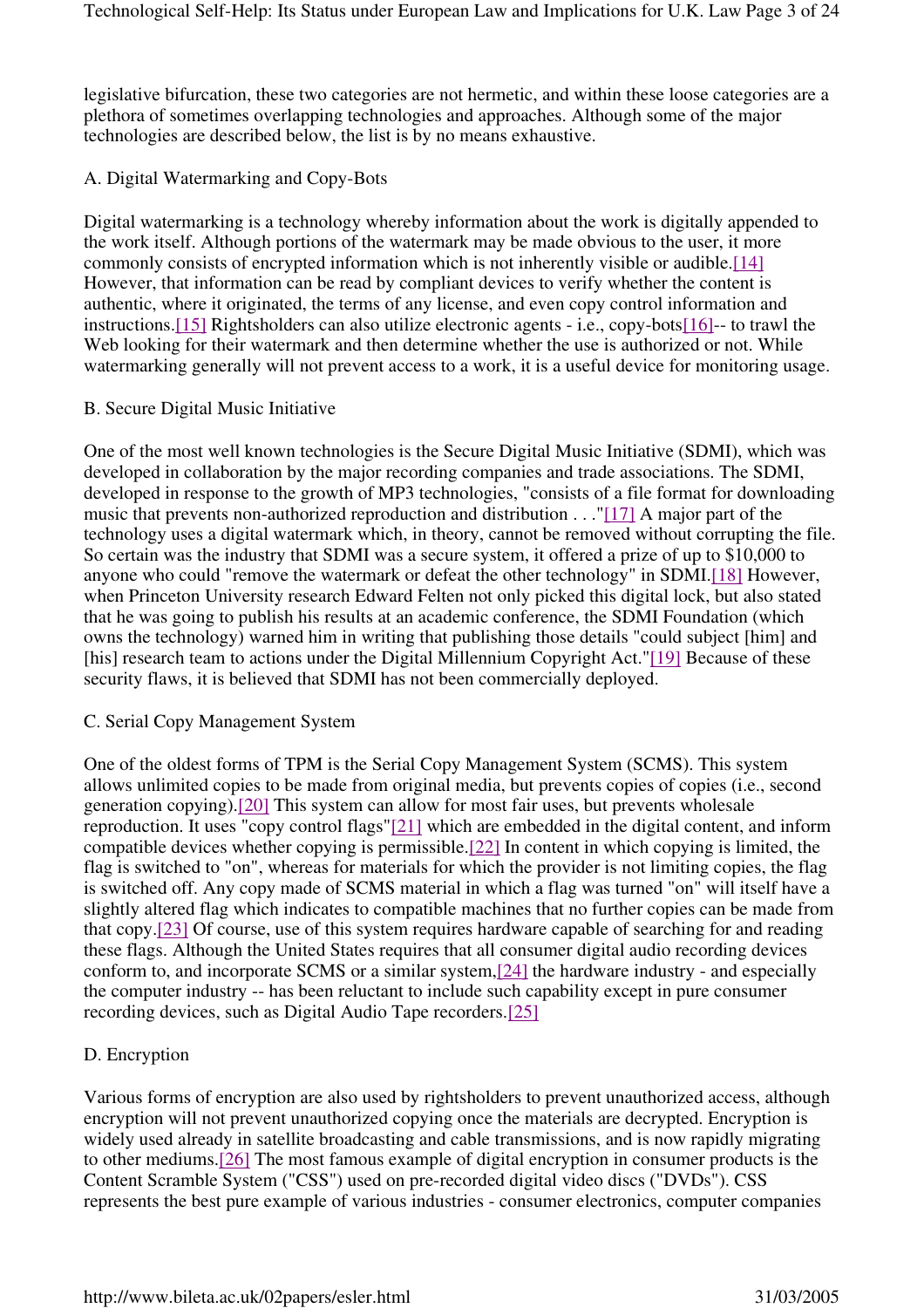legislative bifurcation, these two categories are not hermetic, and within these loose categories are a plethora of sometimes overlapping technologies and approaches. Although some of the major technologies are described below, the list is by no means exhaustive.

### A. Digital Watermarking and Copy-Bots

Digital watermarking is a technology whereby information about the work is digitally appended to the work itself. Although portions of the watermark may be made obvious to the user, it more commonly consists of encrypted information which is not inherently visible or audible.[14] However, that information can be read by compliant devices to verify whether the content is authentic, where it originated, the terms of any license, and even copy control information and instructions.[15] Rightsholders can also utilize electronic agents - i.e., copy-bots[16]-- to trawl the Web looking for their watermark and then determine whether the use is authorized or not. While watermarking generally will not prevent access to a work, it is a useful device for monitoring usage.

### B. Secure Digital Music Initiative

One of the most well known technologies is the Secure Digital Music Initiative (SDMI), which was developed in collaboration by the major recording companies and trade associations. The SDMI, developed in response to the growth of MP3 technologies, "consists of a file format for downloading music that prevents non-authorized reproduction and distribution . . ."[17] A major part of the technology uses a digital watermark which, in theory, cannot be removed without corrupting the file. So certain was the industry that SDMI was a secure system, it offered a prize of up to $10,000 to anyone who could "remove the watermark or defeat the other technology" in SDMI.[18] However, when Princeton University research Edward Felten not only picked this digital lock, but also stated that he was going to publish his results at an academic conference, the SDMI Foundation (which owns the technology) warned him in writing that publishing those details "could subject [him] and [his] research team to actions under the Digital Millennium Copyright Act."[19] Because of these security flaws, it is believed that SDMI has not been commercially deployed.

### C. Serial Copy Management System

One of the oldest forms of TPM is the Serial Copy Management System (SCMS). This system allows unlimited copies to be made from original media, but prevents copies of copies (i.e., second generation copying).[20] This system can allow for most fair uses, but prevents wholesale reproduction. It uses "copy control flags"[21] which are embedded in the digital content, and inform compatible devices whether copying is permissible.[22] In content in which copying is limited, the flag is switched to "on", whereas for materials for which the provider is not limiting copies, the flag is switched off. Any copy made of SCMS material in which a flag was turned "on" will itself have a slightly altered flag which indicates to compatible machines that no further copies can be made from that copy.[23] Of course, use of this system requires hardware capable of searching for and reading these flags. Although the United States requires that all consumer digital audio recording devices conform to, and incorporate SCMS or a similar system,[24] the hardware industry - and especially the computer industry -- has been reluctant to include such capability except in pure consumer recording devices, such as Digital Audio Tape recorders.[25]

### D. Encryption

Various forms of encryption are also used by rightsholders to prevent unauthorized access, although encryption will not prevent unauthorized copying once the materials are decrypted. Encryption is widely used already in satellite broadcasting and cable transmissions, and is now rapidly migrating to other mediums.[26] The most famous example of digital encryption in consumer products is the Content Scramble System ("CSS") used on pre-recorded digital video discs ("DVDs"). CSS represents the best pure example of various industries - consumer electronics, computer companies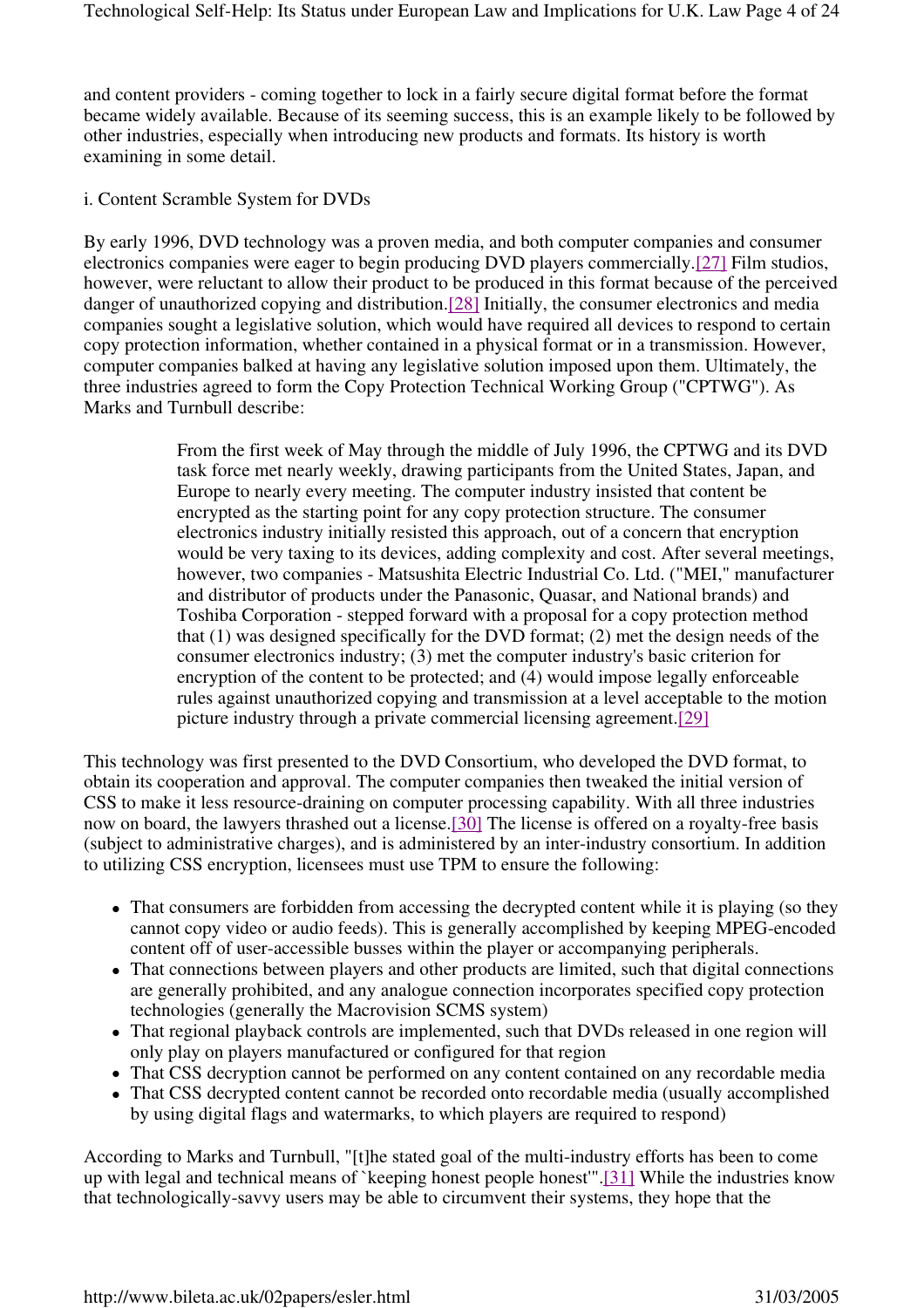and content providers - coming together to lock in a fairly secure digital format before the format became widely available. Because of its seeming success, this is an example likely to be followed by other industries, especially when introducing new products and formats. Its history is worth examining in some detail.

i. Content Scramble System for DVDs

By early 1996, DVD technology was a proven media, and both computer companies and consumer electronics companies were eager to begin producing DVD players commercially.[27] Film studios, however, were reluctant to allow their product to be produced in this format because of the perceived danger of unauthorized copying and distribution.[28] Initially, the consumer electronics and media companies sought a legislative solution, which would have required all devices to respond to certain copy protection information, whether contained in a physical format or in a transmission. However, computer companies balked at having any legislative solution imposed upon them. Ultimately, the three industries agreed to form the Copy Protection Technical Working Group ("CPTWG"). As Marks and Turnbull describe:

> From the first week of May through the middle of July 1996, the CPTWG and its DVD task force met nearly weekly, drawing participants from the United States, Japan, and Europe to nearly every meeting. The computer industry insisted that content be encrypted as the starting point for any copy protection structure. The consumer electronics industry initially resisted this approach, out of a concern that encryption would be very taxing to its devices, adding complexity and cost. After several meetings, however, two companies - Matsushita Electric Industrial Co. Ltd. ("MEI," manufacturer and distributor of products under the Panasonic, Quasar, and National brands) and Toshiba Corporation - stepped forward with a proposal for a copy protection method that (1) was designed specifically for the DVD format; (2) met the design needs of the consumer electronics industry; (3) met the computer industry's basic criterion for encryption of the content to be protected; and (4) would impose legally enforceable rules against unauthorized copying and transmission at a level acceptable to the motion picture industry through a private commercial licensing agreement.[29]

This technology was first presented to the DVD Consortium, who developed the DVD format, to obtain its cooperation and approval. The computer companies then tweaked the initial version of CSS to make it less resource-draining on computer processing capability. With all three industries now on board, the lawyers thrashed out a license.[30] The license is offered on a royalty-free basis (subject to administrative charges), and is administered by an inter-industry consortium. In addition to utilizing CSS encryption, licensees must use TPM to ensure the following:

- That consumers are forbidden from accessing the decrypted content while it is playing (so they cannot copy video or audio feeds). This is generally accomplished by keeping MPEG-encoded content off of user-accessible busses within the player or accompanying peripherals.
- That connections between players and other products are limited, such that digital connections are generally prohibited, and any analogue connection incorporates specified copy protection technologies (generally the Macrovision SCMS system)
- That regional playback controls are implemented, such that DVDs released in one region will only play on players manufactured or configured for that region
- That CSS decryption cannot be performed on any content contained on any recordable media
- That CSS decrypted content cannot be recorded onto recordable media (usually accomplished by using digital flags and watermarks, to which players are required to respond)

According to Marks and Turnbull, "[t]he stated goal of the multi-industry efforts has been to come up with legal and technical means of `keeping honest people honest'".[31] While the industries know that technologically-savvy users may be able to circumvent their systems, they hope that the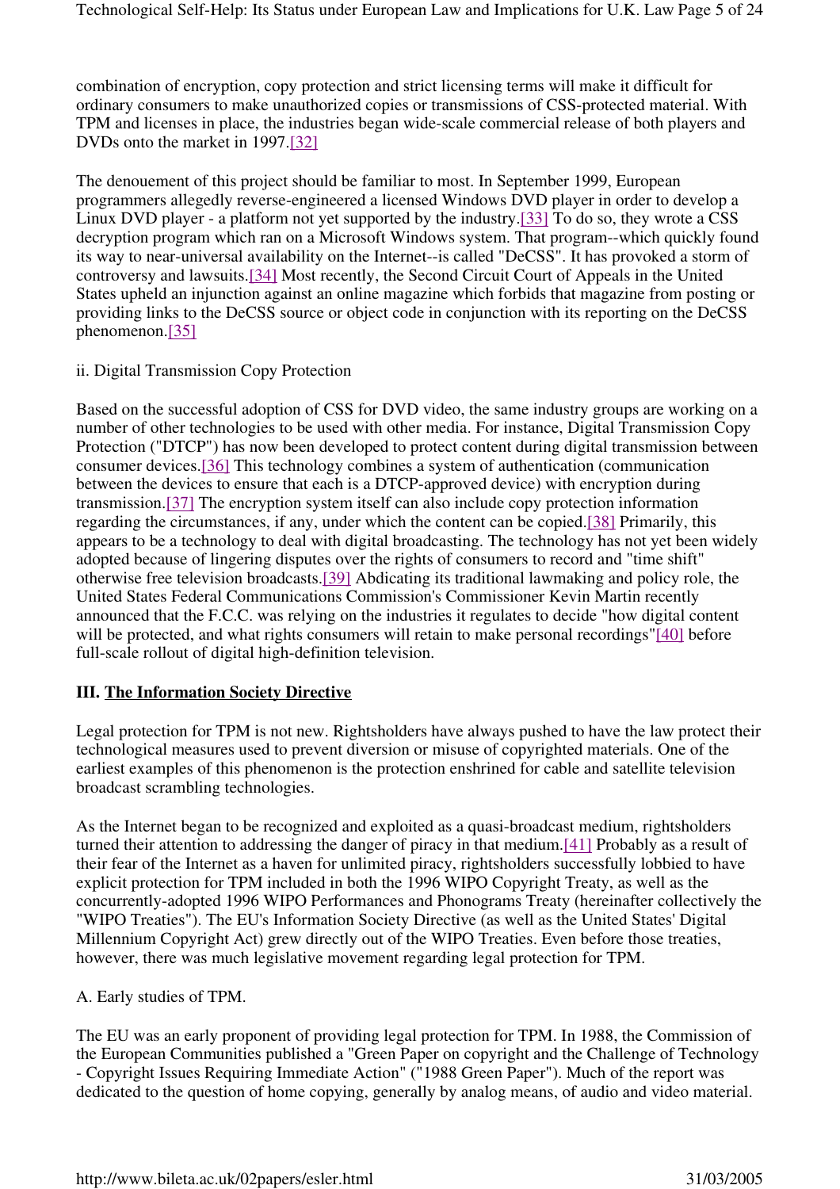combination of encryption, copy protection and strict licensing terms will make it difficult for ordinary consumers to make unauthorized copies or transmissions of CSS-protected material. With TPM and licenses in place, the industries began wide-scale commercial release of both players and DVDs onto the market in 1997.[32]

The denouement of this project should be familiar to most. In September 1999, European programmers allegedly reverse-engineered a licensed Windows DVD player in order to develop a Linux DVD player - a platform not yet supported by the industry.[33] To do so, they wrote a CSS decryption program which ran on a Microsoft Windows system. That program--which quickly found its way to near-universal availability on the Internet--is called "DeCSS". It has provoked a storm of controversy and lawsuits.[34] Most recently, the Second Circuit Court of Appeals in the United States upheld an injunction against an online magazine which forbids that magazine from posting or providing links to the DeCSS source or object code in conjunction with its reporting on the DeCSS phenomenon.[35]

ii. Digital Transmission Copy Protection

Based on the successful adoption of CSS for DVD video, the same industry groups are working on a number of other technologies to be used with other media. For instance, Digital Transmission Copy Protection ("DTCP") has now been developed to protect content during digital transmission between consumer devices.[36] This technology combines a system of authentication (communication between the devices to ensure that each is a DTCP-approved device) with encryption during transmission.[37] The encryption system itself can also include copy protection information regarding the circumstances, if any, under which the content can be copied.[38] Primarily, this appears to be a technology to deal with digital broadcasting. The technology has not yet been widely adopted because of lingering disputes over the rights of consumers to record and "time shift" otherwise free television broadcasts.[39] Abdicating its traditional lawmaking and policy role, the United States Federal Communications Commission's Commissioner Kevin Martin recently announced that the F.C.C. was relying on the industries it regulates to decide "how digital content will be protected, and what rights consumers will retain to make personal recordings"[40] before full-scale rollout of digital high-definition television.

## III. The Information Society Directive

Legal protection for TPM is not new. Rightsholders have always pushed to have the law protect their technological measures used to prevent diversion or misuse of copyrighted materials. One of the earliest examples of this phenomenon is the protection enshrined for cable and satellite television broadcast scrambling technologies.

As the Internet began to be recognized and exploited as a quasi-broadcast medium, rightsholders turned their attention to addressing the danger of piracy in that medium.[41] Probably as a result of their fear of the Internet as a haven for unlimited piracy, rightsholders successfully lobbied to have explicit protection for TPM included in both the 1996 WIPO Copyright Treaty, as well as the concurrently-adopted 1996 WIPO Performances and Phonograms Treaty (hereinafter collectively the "WIPO Treaties"). The EU's Information Society Directive (as well as the United States' Digital Millennium Copyright Act) grew directly out of the WIPO Treaties. Even before those treaties, however, there was much legislative movement regarding legal protection for TPM.

A. Early studies of TPM.

The EU was an early proponent of providing legal protection for TPM. In 1988, the Commission of the European Communities published a "Green Paper on copyright and the Challenge of Technology - Copyright Issues Requiring Immediate Action" ("1988 Green Paper"). Much of the report was dedicated to the question of home copying, generally by analog means, of audio and video material.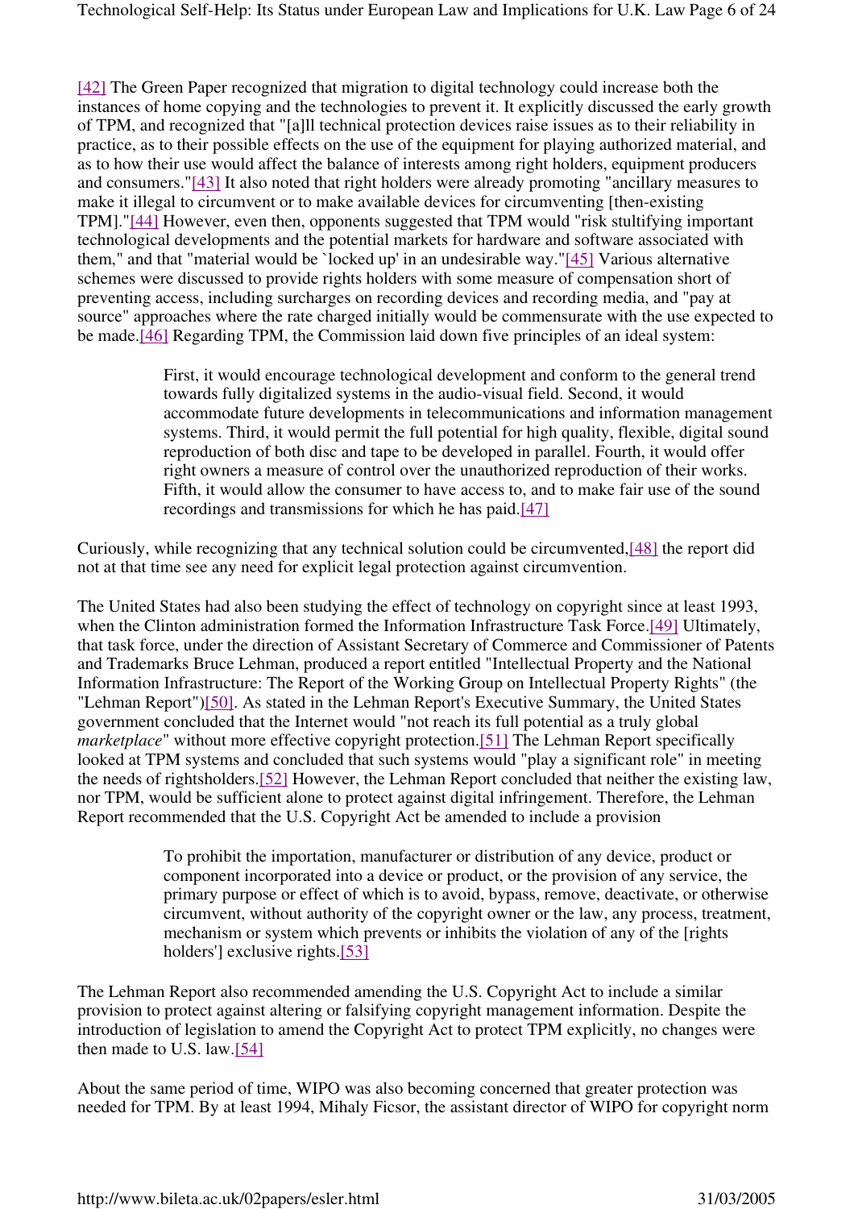[42] The Green Paper recognized that migration to digital technology could increase both the instances of home copying and the technologies to prevent it. It explicitly discussed the early growth of TPM, and recognized that "[a]ll technical protection devices raise issues as to their reliability in practice, as to their possible effects on the use of the equipment for playing authorized material, and as to how their use would affect the balance of interests among right holders, equipment producers and consumers."[43] It also noted that right holders were already promoting "ancillary measures to make it illegal to circumvent or to make available devices for circumventing [then-existing TPM]."[44] However, even then, opponents suggested that TPM would "risk stultifying important technological developments and the potential markets for hardware and software associated with them," and that "material would be `locked up' in an undesirable way."[45] Various alternative schemes were discussed to provide rights holders with some measure of compensation short of preventing access, including surcharges on recording devices and recording media, and "pay at source" approaches where the rate charged initially would be commensurate with the use expected to be made.[46] Regarding TPM, the Commission laid down five principles of an ideal system:

> First, it would encourage technological development and conform to the general trend towards fully digitalized systems in the audio-visual field. Second, it would accommodate future developments in telecommunications and information management systems. Third, it would permit the full potential for high quality, flexible, digital sound reproduction of both disc and tape to be developed in parallel. Fourth, it would offer right owners a measure of control over the unauthorized reproduction of their works. Fifth, it would allow the consumer to have access to, and to make fair use of the sound recordings and transmissions for which he has paid.[47]

Curiously, while recognizing that any technical solution could be circumvented,[48] the report did not at that time see any need for explicit legal protection against circumvention.

The United States had also been studying the effect of technology on copyright since at least 1993, when the Clinton administration formed the Information Infrastructure Task Force.[49] Ultimately, that task force, under the direction of Assistant Secretary of Commerce and Commissioner of Patents and Trademarks Bruce Lehman, produced a report entitled "Intellectual Property and the National Information Infrastructure: The Report of the Working Group on Intellectual Property Rights" (the "Lehman Report")[50]. As stated in the Lehman Report's Executive Summary, the United States government concluded that the Internet would "not reach its full potential as a truly global *marketplace*" without more effective copyright protection.[51] The Lehman Report specifically looked at TPM systems and concluded that such systems would "play a significant role" in meeting the needs of rightsholders.[52] However, the Lehman Report concluded that neither the existing law, nor TPM, would be sufficient alone to protect against digital infringement. Therefore, the Lehman Report recommended that the U.S. Copyright Act be amended to include a provision

> To prohibit the importation, manufacturer or distribution of any device, product or component incorporated into a device or product, or the provision of any service, the primary purpose or effect of which is to avoid, bypass, remove, deactivate, or otherwise circumvent, without authority of the copyright owner or the law, any process, treatment, mechanism or system which prevents or inhibits the violation of any of the [rights holders'] exclusive rights.[53]

The Lehman Report also recommended amending the U.S. Copyright Act to include a similar provision to protect against altering or falsifying copyright management information. Despite the introduction of legislation to amend the Copyright Act to protect TPM explicitly, no changes were then made to U.S. law.[54]

About the same period of time, WIPO was also becoming concerned that greater protection was needed for TPM. By at least 1994, Mihaly Ficsor, the assistant director of WIPO for copyright norm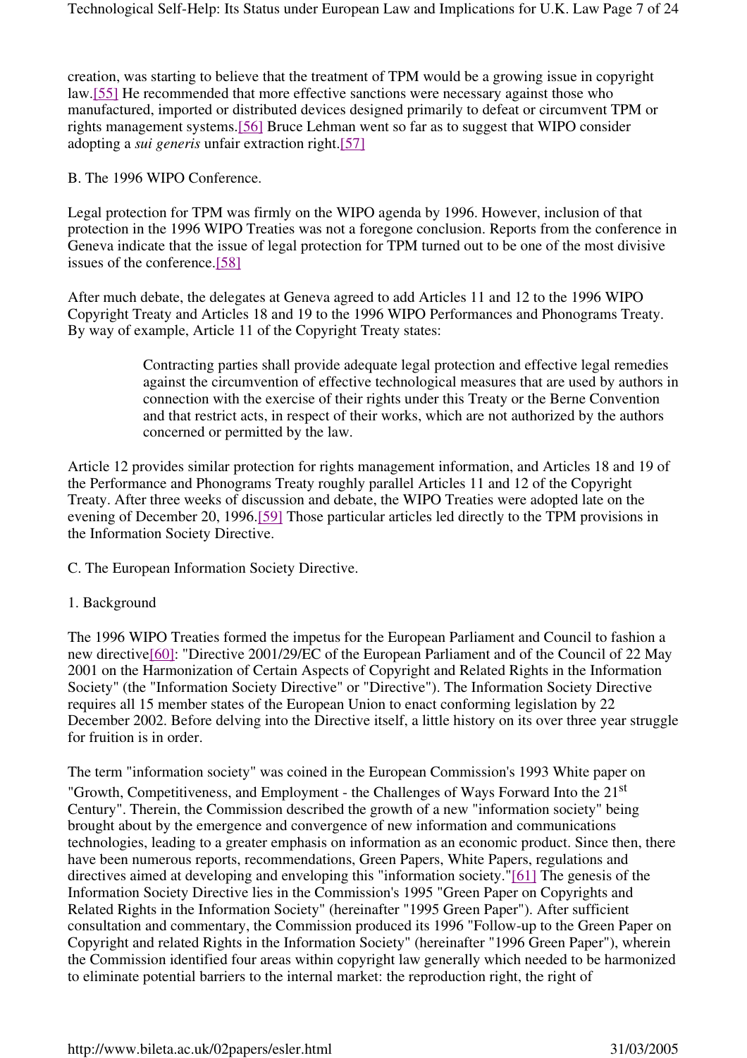creation, was starting to believe that the treatment of TPM would be a growing issue in copyright law.[55] He recommended that more effective sanctions were necessary against those who manufactured, imported or distributed devices designed primarily to defeat or circumvent TPM or rights management systems.[56] Bruce Lehman went so far as to suggest that WIPO consider adopting a *sui generis* unfair extraction right.[57]

### B. The 1996 WIPO Conference.

Legal protection for TPM was firmly on the WIPO agenda by 1996. However, inclusion of that protection in the 1996 WIPO Treaties was not a foregone conclusion. Reports from the conference in Geneva indicate that the issue of legal protection for TPM turned out to be one of the most divisive issues of the conference.[58]

After much debate, the delegates at Geneva agreed to add Articles 11 and 12 to the 1996 WIPO Copyright Treaty and Articles 18 and 19 to the 1996 WIPO Performances and Phonograms Treaty. By way of example, Article 11 of the Copyright Treaty states:

> Contracting parties shall provide adequate legal protection and effective legal remedies against the circumvention of effective technological measures that are used by authors in connection with the exercise of their rights under this Treaty or the Berne Convention and that restrict acts, in respect of their works, which are not authorized by the authors concerned or permitted by the law.

Article 12 provides similar protection for rights management information, and Articles 18 and 19 of the Performance and Phonograms Treaty roughly parallel Articles 11 and 12 of the Copyright Treaty. After three weeks of discussion and debate, the WIPO Treaties were adopted late on the evening of December 20, 1996.[59] Those particular articles led directly to the TPM provisions in the Information Society Directive.

### C. The European Information Society Directive.

#### 1. Background

The 1996 WIPO Treaties formed the impetus for the European Parliament and Council to fashion a new directive[60]: "Directive 2001/29/EC of the European Parliament and of the Council of 22 May 2001 on the Harmonization of Certain Aspects of Copyright and Related Rights in the Information Society" (the "Information Society Directive" or "Directive"). The Information Society Directive requires all 15 member states of the European Union to enact conforming legislation by 22 December 2002. Before delving into the Directive itself, a little history on its over three year struggle for fruition is in order.

The term "information society" was coined in the European Commission's 1993 White paper on "Growth, Competitiveness, and Employment - the Challenges of Ways Forward Into the 21st Century". Therein, the Commission described the growth of a new "information society" being brought about by the emergence and convergence of new information and communications technologies, leading to a greater emphasis on information as an economic product. Since then, there have been numerous reports, recommendations, Green Papers, White Papers, regulations and directives aimed at developing and enveloping this "information society."[61] The genesis of the Information Society Directive lies in the Commission's 1995 "Green Paper on Copyrights and Related Rights in the Information Society" (hereinafter "1995 Green Paper"). After sufficient consultation and commentary, the Commission produced its 1996 "Follow-up to the Green Paper on Copyright and related Rights in the Information Society" (hereinafter "1996 Green Paper"), wherein the Commission identified four areas within copyright law generally which needed to be harmonized to eliminate potential barriers to the internal market: the reproduction right, the right of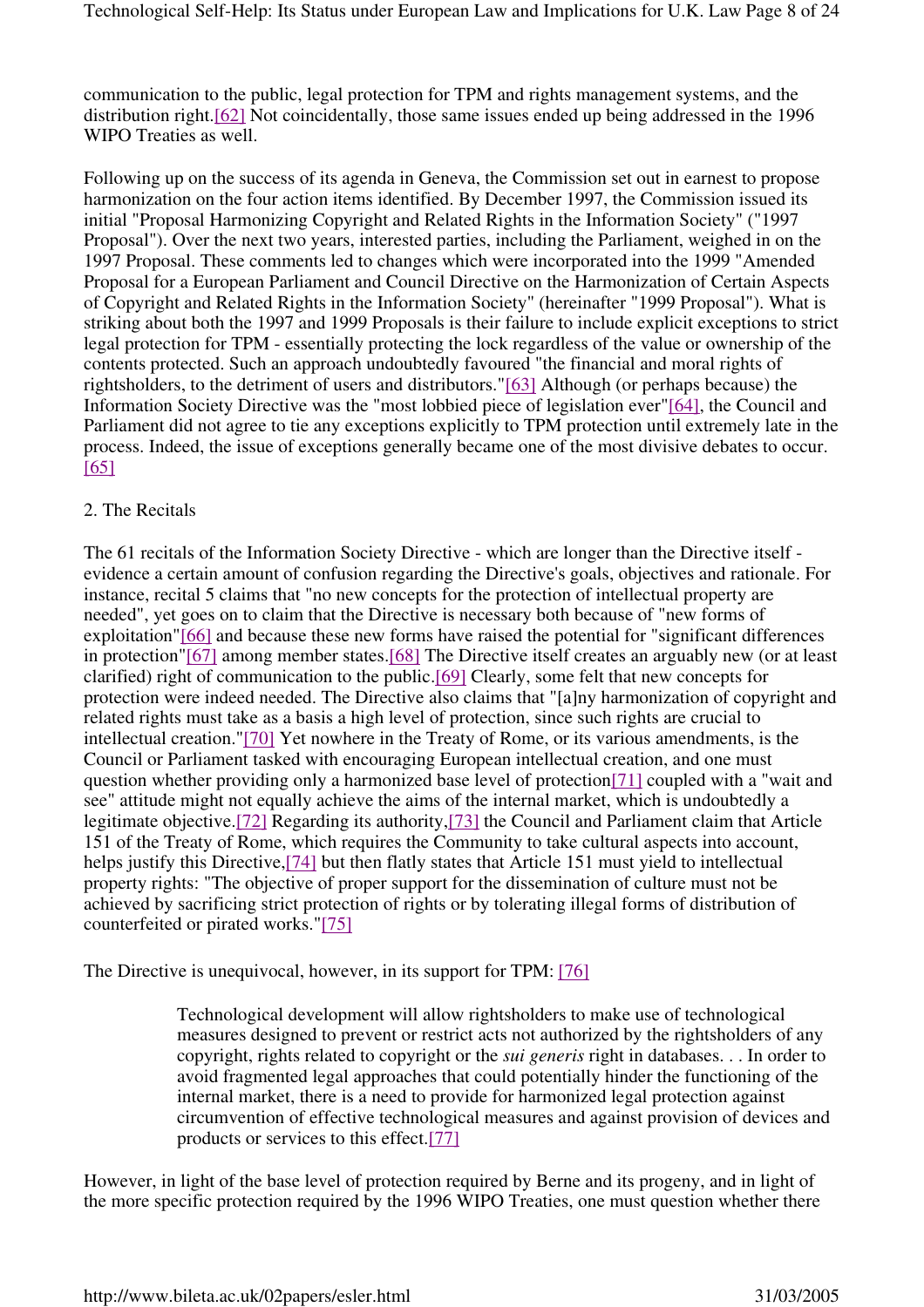communication to the public, legal protection for TPM and rights management systems, and the distribution right.[62] Not coincidentally, those same issues ended up being addressed in the 1996 WIPO Treaties as well.

Following up on the success of its agenda in Geneva, the Commission set out in earnest to propose harmonization on the four action items identified. By December 1997, the Commission issued its initial "Proposal Harmonizing Copyright and Related Rights in the Information Society" ("1997 Proposal"). Over the next two years, interested parties, including the Parliament, weighed in on the 1997 Proposal. These comments led to changes which were incorporated into the 1999 "Amended Proposal for a European Parliament and Council Directive on the Harmonization of Certain Aspects of Copyright and Related Rights in the Information Society" (hereinafter "1999 Proposal"). What is striking about both the 1997 and 1999 Proposals is their failure to include explicit exceptions to strict legal protection for TPM - essentially protecting the lock regardless of the value or ownership of the contents protected. Such an approach undoubtedly favoured "the financial and moral rights of rightsholders, to the detriment of users and distributors."[63] Although (or perhaps because) the Information Society Directive was the "most lobbied piece of legislation ever"[64], the Council and Parliament did not agree to tie any exceptions explicitly to TPM protection until extremely late in the process. Indeed, the issue of exceptions generally became one of the most divisive debates to occur.[65]

2. The Recitals

The 61 recitals of the Information Society Directive - which are longer than the Directive itself - evidence a certain amount of confusion regarding the Directive's goals, objectives and rationale. For instance, recital 5 claims that "no new concepts for the protection of intellectual property are needed", yet goes on to claim that the Directive is necessary both because of "new forms of exploitation"[66] and because these new forms have raised the potential for "significant differences in protection"[67] among member states.[68] The Directive itself creates an arguably new (or at least clarified) right of communication to the public.[69] Clearly, some felt that new concepts for protection were indeed needed. The Directive also claims that "[a]ny harmonization of copyright and related rights must take as a basis a high level of protection, since such rights are crucial to intellectual creation."[70] Yet nowhere in the Treaty of Rome, or its various amendments, is the Council or Parliament tasked with encouraging European intellectual creation, and one must question whether providing only a harmonized base level of protection[71] coupled with a "wait and see" attitude might not equally achieve the aims of the internal market, which is undoubtedly a legitimate objective.[72] Regarding its authority,[73] the Council and Parliament claim that Article 151 of the Treaty of Rome, which requires the Community to take cultural aspects into account, helps justify this Directive,[74] but then flatly states that Article 151 must yield to intellectual property rights: "The objective of proper support for the dissemination of culture must not be achieved by sacrificing strict protection of rights or by tolerating illegal forms of distribution of counterfeited or pirated works."[75]

The Directive is unequivocal, however, in its support for TPM: [76]

> Technological development will allow rightsholders to make use of technological measures designed to prevent or restrict acts not authorized by the rightsholders of any copyright, rights related to copyright or the *sui generis* right in databases. . . In order to avoid fragmented legal approaches that could potentially hinder the functioning of the internal market, there is a need to provide for harmonized legal protection against circumvention of effective technological measures and against provision of devices and products or services to this effect.[77]

However, in light of the base level of protection required by Berne and its progeny, and in light of the more specific protection required by the 1996 WIPO Treaties, one must question whether there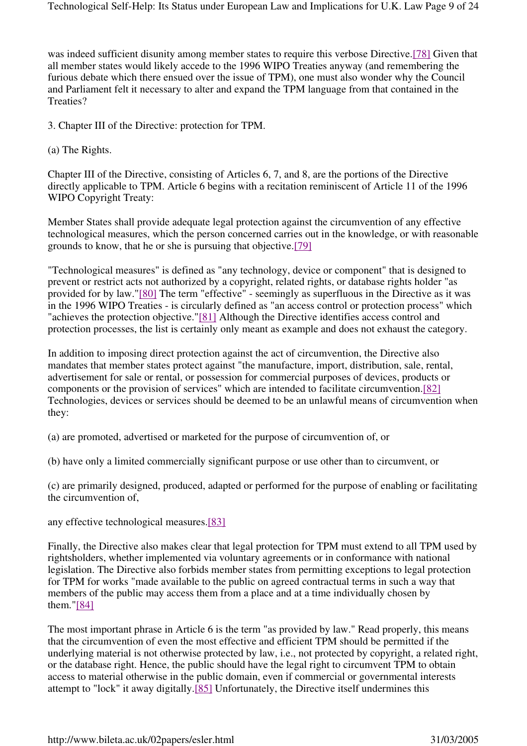was indeed sufficient disunity among member states to require this verbose Directive.[78] Given that all member states would likely accede to the 1996 WIPO Treaties anyway (and remembering the furious debate which there ensued over the issue of TPM), one must also wonder why the Council and Parliament felt it necessary to alter and expand the TPM language from that contained in the Treaties?

3. Chapter III of the Directive: protection for TPM.

(a) The Rights.

Chapter III of the Directive, consisting of Articles 6, 7, and 8, are the portions of the Directive directly applicable to TPM. Article 6 begins with a recitation reminiscent of Article 11 of the 1996 WIPO Copyright Treaty:

Member States shall provide adequate legal protection against the circumvention of any effective technological measures, which the person concerned carries out in the knowledge, or with reasonable grounds to know, that he or she is pursuing that objective.[79]

"Technological measures" is defined as "any technology, device or component" that is designed to prevent or restrict acts not authorized by a copyright, related rights, or database rights holder "as provided for by law."[80] The term "effective" - seemingly as superfluous in the Directive as it was in the 1996 WIPO Treaties - is circularly defined as "an access control or protection process" which "achieves the protection objective."[81] Although the Directive identifies access control and protection processes, the list is certainly only meant as example and does not exhaust the category.

In addition to imposing direct protection against the act of circumvention, the Directive also mandates that member states protect against "the manufacture, import, distribution, sale, rental, advertisement for sale or rental, or possession for commercial purposes of devices, products or components or the provision of services" which are intended to facilitate circumvention.[82] Technologies, devices or services should be deemed to be an unlawful means of circumvention when they:

(a) are promoted, advertised or marketed for the purpose of circumvention of, or

(b) have only a limited commercially significant purpose or use other than to circumvent, or

(c) are primarily designed, produced, adapted or performed for the purpose of enabling or facilitating the circumvention of,

any effective technological measures.[83]

Finally, the Directive also makes clear that legal protection for TPM must extend to all TPM used by rightsholders, whether implemented via voluntary agreements or in conformance with national legislation. The Directive also forbids member states from permitting exceptions to legal protection for TPM for works "made available to the public on agreed contractual terms in such a way that members of the public may access them from a place and at a time individually chosen by them."[84]

The most important phrase in Article 6 is the term "as provided by law." Read properly, this means that the circumvention of even the most effective and efficient TPM should be permitted if the underlying material is not otherwise protected by law, i.e., not protected by copyright, a related right, or the database right. Hence, the public should have the legal right to circumvent TPM to obtain access to material otherwise in the public domain, even if commercial or governmental interests attempt to "lock" it away digitally.[85] Unfortunately, the Directive itself undermines this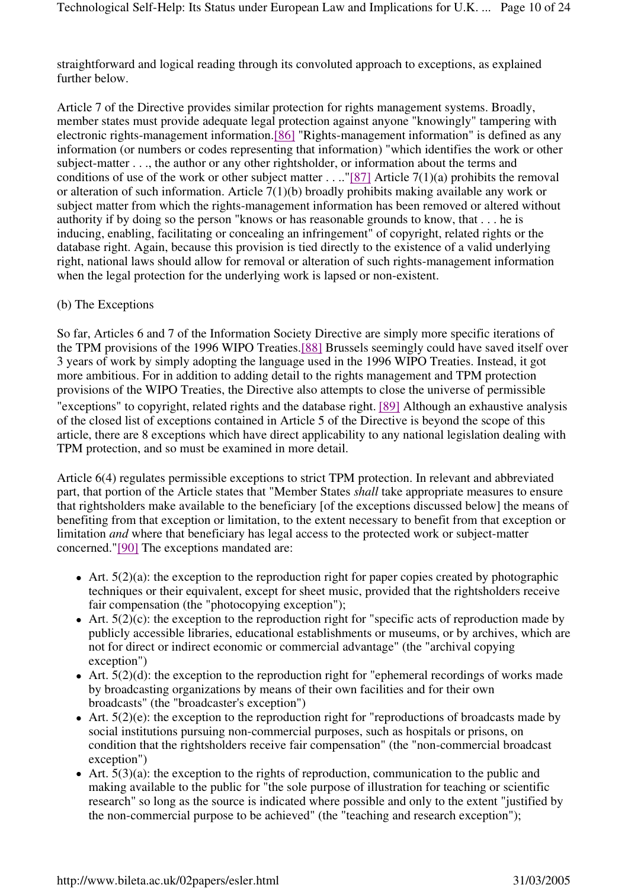straightforward and logical reading through its convoluted approach to exceptions, as explained further below.

Article 7 of the Directive provides similar protection for rights management systems. Broadly, member states must provide adequate legal protection against anyone "knowingly" tampering with electronic rights-management information.[86] "Rights-management information" is defined as any information (or numbers or codes representing that information) "which identifies the work or other subject-matter . . ., the author or any other rightsholder, or information about the terms and conditions of use of the work or other subject matter . . .."[87] Article 7(1)(a) prohibits the removal or alteration of such information. Article 7(1)(b) broadly prohibits making available any work or subject matter from which the rights-management information has been removed or altered without authority if by doing so the person "knows or has reasonable grounds to know, that . . . he is inducing, enabling, facilitating or concealing an infringement" of copyright, related rights or the database right. Again, because this provision is tied directly to the existence of a valid underlying right, national laws should allow for removal or alteration of such rights-management information when the legal protection for the underlying work is lapsed or non-existent.

(b) The Exceptions

So far, Articles 6 and 7 of the Information Society Directive are simply more specific iterations of the TPM provisions of the 1996 WIPO Treaties.[88] Brussels seemingly could have saved itself over 3 years of work by simply adopting the language used in the 1996 WIPO Treaties. Instead, it got more ambitious. For in addition to adding detail to the rights management and TPM protection provisions of the WIPO Treaties, the Directive also attempts to close the universe of permissible "exceptions" to copyright, related rights and the database right. [89] Although an exhaustive analysis of the closed list of exceptions contained in Article 5 of the Directive is beyond the scope of this article, there are 8 exceptions which have direct applicability to any national legislation dealing with TPM protection, and so must be examined in more detail.

Article 6(4) regulates permissible exceptions to strict TPM protection. In relevant and abbreviated part, that portion of the Article states that "Member States *shall* take appropriate measures to ensure that rightsholders make available to the beneficiary [of the exceptions discussed below] the means of benefiting from that exception or limitation, to the extent necessary to benefit from that exception or limitation *and* where that beneficiary has legal access to the protected work or subject-matter concerned."[90] The exceptions mandated are:

- Art. 5(2)(a): the exception to the reproduction right for paper copies created by photographic techniques or their equivalent, except for sheet music, provided that the rightsholders receive fair compensation (the "photocopying exception");
- Art. 5(2)(c): the exception to the reproduction right for "specific acts of reproduction made by publicly accessible libraries, educational establishments or museums, or by archives, which are not for direct or indirect economic or commercial advantage" (the "archival copying exception")
- Art. 5(2)(d): the exception to the reproduction right for "ephemeral recordings of works made by broadcasting organizations by means of their own facilities and for their own broadcasts" (the "broadcaster's exception")
- Art. 5(2)(e): the exception to the reproduction right for "reproductions of broadcasts made by social institutions pursuing non-commercial purposes, such as hospitals or prisons, on condition that the rightsholders receive fair compensation" (the "non-commercial broadcast exception")
- Art. 5(3)(a): the exception to the rights of reproduction, communication to the public and making available to the public for "the sole purpose of illustration for teaching or scientific research" so long as the source is indicated where possible and only to the extent "justified by the non-commercial purpose to be achieved" (the "teaching and research exception");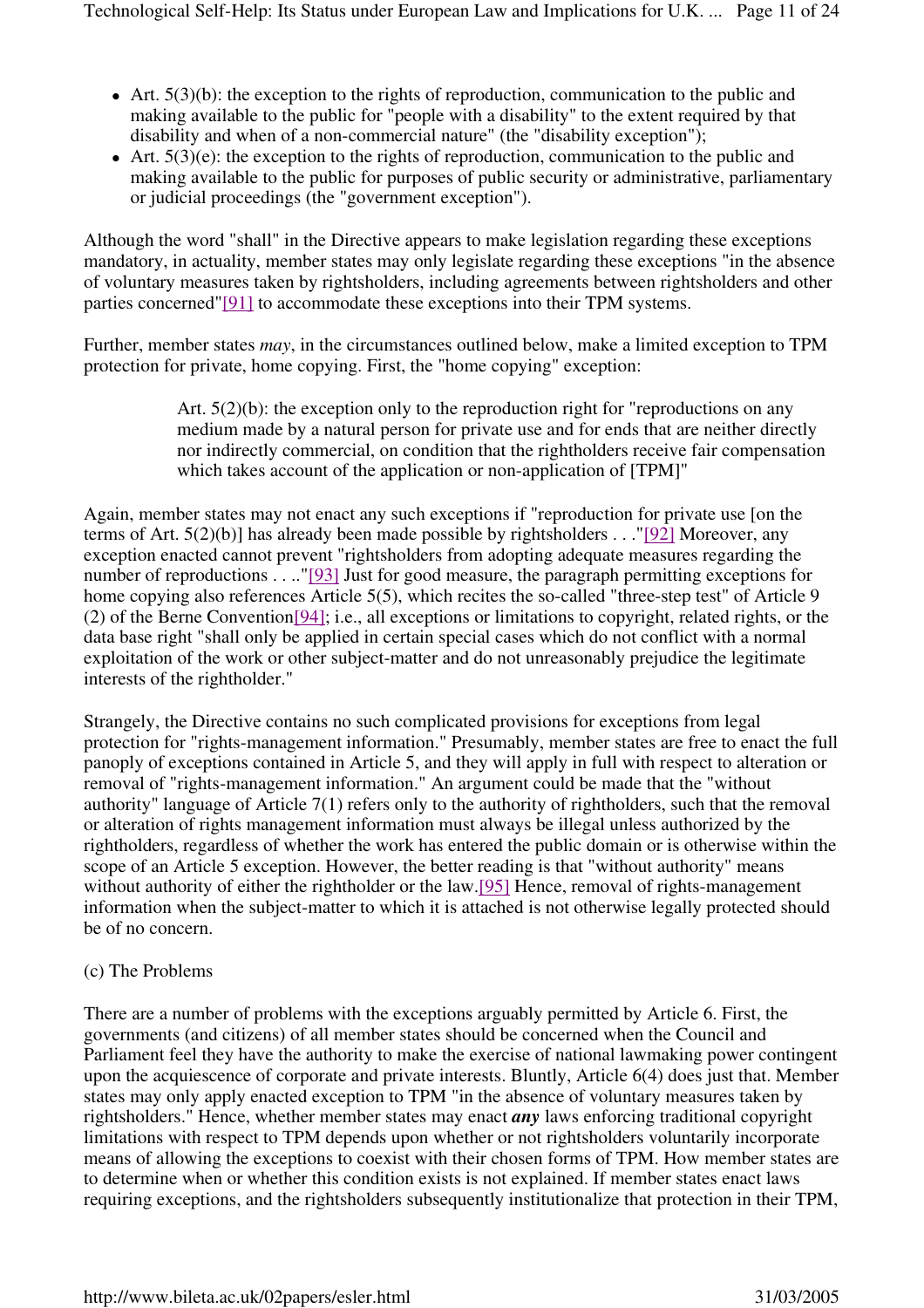- Art. 5(3)(b): the exception to the rights of reproduction, communication to the public and making available to the public for "people with a disability" to the extent required by that disability and when of a non-commercial nature" (the "disability exception");
- Art. 5(3)(e): the exception to the rights of reproduction, communication to the public and making available to the public for purposes of public security or administrative, parliamentary or judicial proceedings (the "government exception").

Although the word "shall" in the Directive appears to make legislation regarding these exceptions mandatory, in actuality, member states may only legislate regarding these exceptions "in the absence of voluntary measures taken by rightsholders, including agreements between rightsholders and other parties concerned"[91] to accommodate these exceptions into their TPM systems.

Further, member states *may*, in the circumstances outlined below, make a limited exception to TPM protection for private, home copying. First, the "home copying" exception:

> Art. 5(2)(b): the exception only to the reproduction right for "reproductions on any medium made by a natural person for private use and for ends that are neither directly nor indirectly commercial, on condition that the rightholders receive fair compensation which takes account of the application or non-application of [TPM]"

Again, member states may not enact any such exceptions if "reproduction for private use [on the terms of Art. 5(2)(b)] has already been made possible by rightsholders . . ."[92] Moreover, any exception enacted cannot prevent "rightsholders from adopting adequate measures regarding the number of reproductions . . .."[93] Just for good measure, the paragraph permitting exceptions for home copying also references Article 5(5), which recites the so-called "three-step test" of Article 9 (2) of the Berne Convention[94]; i.e., all exceptions or limitations to copyright, related rights, or the data base right "shall only be applied in certain special cases which do not conflict with a normal exploitation of the work or other subject-matter and do not unreasonably prejudice the legitimate interests of the rightholder."

Strangely, the Directive contains no such complicated provisions for exceptions from legal protection for "rights-management information." Presumably, member states are free to enact the full panoply of exceptions contained in Article 5, and they will apply in full with respect to alteration or removal of "rights-management information." An argument could be made that the "without authority" language of Article 7(1) refers only to the authority of rightholders, such that the removal or alteration of rights management information must always be illegal unless authorized by the rightholders, regardless of whether the work has entered the public domain or is otherwise within the scope of an Article 5 exception. However, the better reading is that "without authority" means without authority of either the rightholder or the law.[95] Hence, removal of rights-management information when the subject-matter to which it is attached is not otherwise legally protected should be of no concern.

(c) The Problems

There are a number of problems with the exceptions arguably permitted by Article 6. First, the governments (and citizens) of all member states should be concerned when the Council and Parliament feel they have the authority to make the exercise of national lawmaking power contingent upon the acquiescence of corporate and private interests. Bluntly, Article 6(4) does just that. Member states may only apply enacted exception to TPM "in the absence of voluntary measures taken by rightsholders." Hence, whether member states may enact ***any*** laws enforcing traditional copyright limitations with respect to TPM depends upon whether or not rightsholders voluntarily incorporate means of allowing the exceptions to coexist with their chosen forms of TPM. How member states are to determine when or whether this condition exists is not explained. If member states enact laws requiring exceptions, and the rightsholders subsequently institutionalize that protection in their TPM,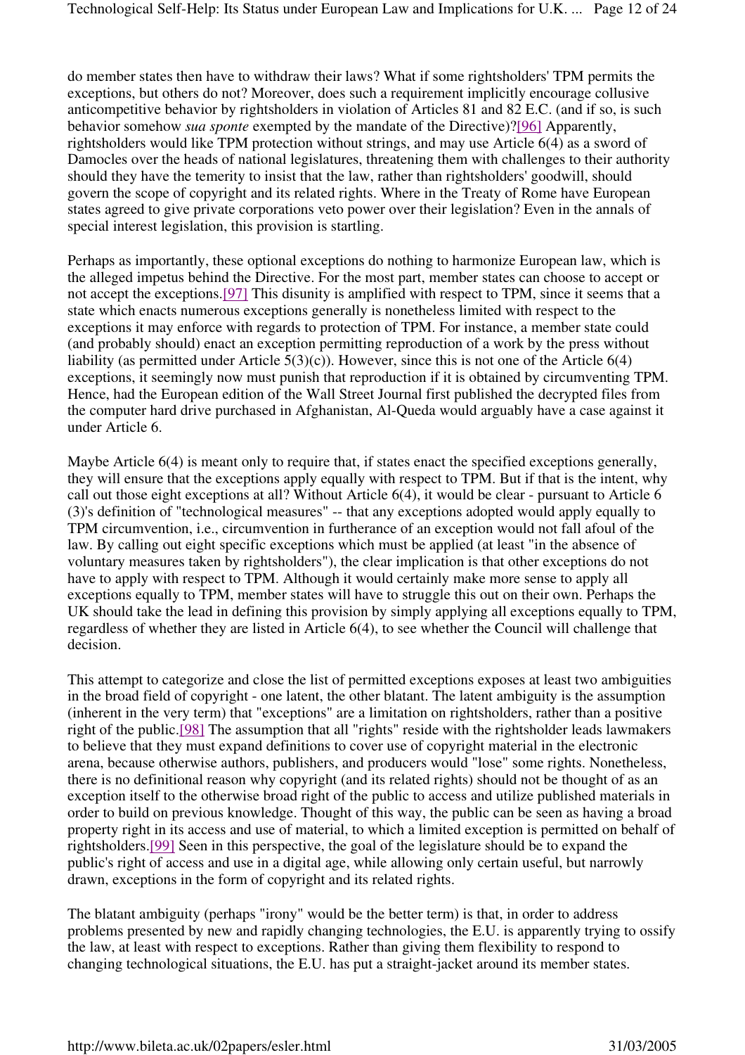do member states then have to withdraw their laws? What if some rightsholders' TPM permits the exceptions, but others do not? Moreover, does such a requirement implicitly encourage collusive anticompetitive behavior by rightsholders in violation of Articles 81 and 82 E.C. (and if so, is such behavior somehow *sua sponte* exempted by the mandate of the Directive)?[96] Apparently, rightsholders would like TPM protection without strings, and may use Article 6(4) as a sword of Damocles over the heads of national legislatures, threatening them with challenges to their authority should they have the temerity to insist that the law, rather than rightsholders' goodwill, should govern the scope of copyright and its related rights. Where in the Treaty of Rome have European states agreed to give private corporations veto power over their legislation? Even in the annals of special interest legislation, this provision is startling.

Perhaps as importantly, these optional exceptions do nothing to harmonize European law, which is the alleged impetus behind the Directive. For the most part, member states can choose to accept or not accept the exceptions.[97] This disunity is amplified with respect to TPM, since it seems that a state which enacts numerous exceptions generally is nonetheless limited with respect to the exceptions it may enforce with regards to protection of TPM. For instance, a member state could (and probably should) enact an exception permitting reproduction of a work by the press without liability (as permitted under Article 5(3)(c)). However, since this is not one of the Article 6(4) exceptions, it seemingly now must punish that reproduction if it is obtained by circumventing TPM. Hence, had the European edition of the Wall Street Journal first published the decrypted files from the computer hard drive purchased in Afghanistan, Al-Queda would arguably have a case against it under Article 6.

Maybe Article 6(4) is meant only to require that, if states enact the specified exceptions generally, they will ensure that the exceptions apply equally with respect to TPM. But if that is the intent, why call out those eight exceptions at all? Without Article 6(4), it would be clear - pursuant to Article 6 (3)'s definition of "technological measures" -- that any exceptions adopted would apply equally to TPM circumvention, i.e., circumvention in furtherance of an exception would not fall afoul of the law. By calling out eight specific exceptions which must be applied (at least "in the absence of voluntary measures taken by rightsholders"), the clear implication is that other exceptions do not have to apply with respect to TPM. Although it would certainly make more sense to apply all exceptions equally to TPM, member states will have to struggle this out on their own. Perhaps the UK should take the lead in defining this provision by simply applying all exceptions equally to TPM, regardless of whether they are listed in Article 6(4), to see whether the Council will challenge that decision.

This attempt to categorize and close the list of permitted exceptions exposes at least two ambiguities in the broad field of copyright - one latent, the other blatant. The latent ambiguity is the assumption (inherent in the very term) that "exceptions" are a limitation on rightsholders, rather than a positive right of the public.[98] The assumption that all "rights" reside with the rightsholder leads lawmakers to believe that they must expand definitions to cover use of copyright material in the electronic arena, because otherwise authors, publishers, and producers would "lose" some rights. Nonetheless, there is no definitional reason why copyright (and its related rights) should not be thought of as an exception itself to the otherwise broad right of the public to access and utilize published materials in order to build on previous knowledge. Thought of this way, the public can be seen as having a broad property right in its access and use of material, to which a limited exception is permitted on behalf of rightsholders.[99] Seen in this perspective, the goal of the legislature should be to expand the public's right of access and use in a digital age, while allowing only certain useful, but narrowly drawn, exceptions in the form of copyright and its related rights.

The blatant ambiguity (perhaps "irony" would be the better term) is that, in order to address problems presented by new and rapidly changing technologies, the E.U. is apparently trying to ossify the law, at least with respect to exceptions. Rather than giving them flexibility to respond to changing technological situations, the E.U. has put a straight-jacket around its member states.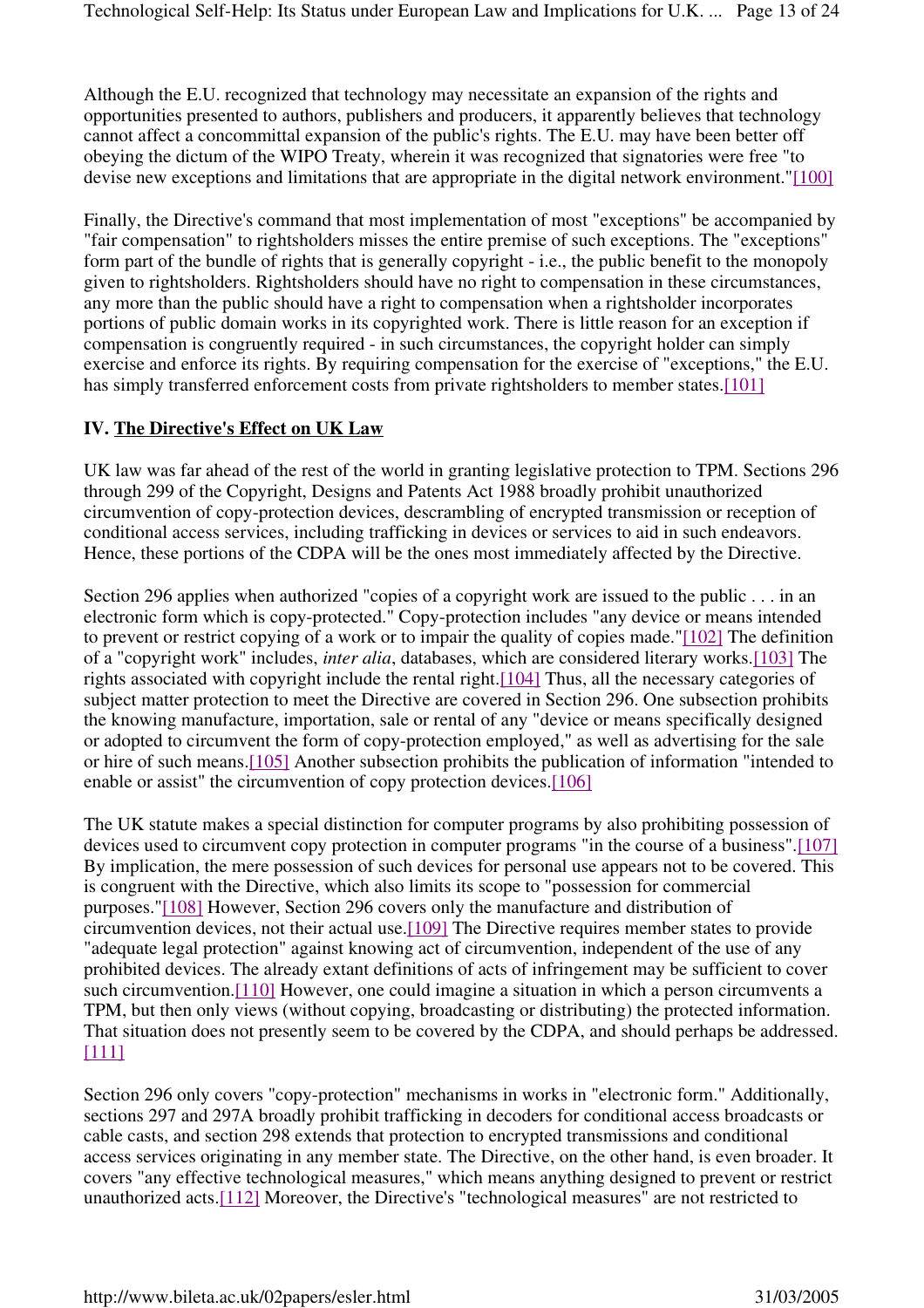Although the E.U. recognized that technology may necessitate an expansion of the rights and opportunities presented to authors, publishers and producers, it apparently believes that technology cannot affect a concommittal expansion of the public's rights. The E.U. may have been better off obeying the dictum of the WIPO Treaty, wherein it was recognized that signatories were free "to devise new exceptions and limitations that are appropriate in the digital network environment."[100]

Finally, the Directive's command that most implementation of most "exceptions" be accompanied by "fair compensation" to rightsholders misses the entire premise of such exceptions. The "exceptions" form part of the bundle of rights that is generally copyright - i.e., the public benefit to the monopoly given to rightsholders. Rightsholders should have no right to compensation in these circumstances, any more than the public should have a right to compensation when a rightsholder incorporates portions of public domain works in its copyrighted work. There is little reason for an exception if compensation is congruently required - in such circumstances, the copyright holder can simply exercise and enforce its rights. By requiring compensation for the exercise of "exceptions," the E.U. has simply transferred enforcement costs from private rightsholders to member states.[101]

## IV. The Directive's Effect on UK Law

UK law was far ahead of the rest of the world in granting legislative protection to TPM. Sections 296 through 299 of the Copyright, Designs and Patents Act 1988 broadly prohibit unauthorized circumvention of copy-protection devices, descrambling of encrypted transmission or reception of conditional access services, including trafficking in devices or services to aid in such endeavors. Hence, these portions of the CDPA will be the ones most immediately affected by the Directive.

Section 296 applies when authorized "copies of a copyright work are issued to the public . . . in an electronic form which is copy-protected." Copy-protection includes "any device or means intended to prevent or restrict copying of a work or to impair the quality of copies made."[102] The definition of a "copyright work" includes, *inter alia*, databases, which are considered literary works.[103] The rights associated with copyright include the rental right.[104] Thus, all the necessary categories of subject matter protection to meet the Directive are covered in Section 296. One subsection prohibits the knowing manufacture, importation, sale or rental of any "device or means specifically designed or adopted to circumvent the form of copy-protection employed," as well as advertising for the sale or hire of such means.[105] Another subsection prohibits the publication of information "intended to enable or assist" the circumvention of copy protection devices.[106]

The UK statute makes a special distinction for computer programs by also prohibiting possession of devices used to circumvent copy protection in computer programs "in the course of a business".[107] By implication, the mere possession of such devices for personal use appears not to be covered. This is congruent with the Directive, which also limits its scope to "possession for commercial purposes."[108] However, Section 296 covers only the manufacture and distribution of circumvention devices, not their actual use.[109] The Directive requires member states to provide "adequate legal protection" against knowing act of circumvention, independent of the use of any prohibited devices. The already extant definitions of acts of infringement may be sufficient to cover such circumvention.[110] However, one could imagine a situation in which a person circumvents a TPM, but then only views (without copying, broadcasting or distributing) the protected information. That situation does not presently seem to be covered by the CDPA, and should perhaps be addressed.[111]

Section 296 only covers "copy-protection" mechanisms in works in "electronic form." Additionally, sections 297 and 297A broadly prohibit trafficking in decoders for conditional access broadcasts or cable casts, and section 298 extends that protection to encrypted transmissions and conditional access services originating in any member state. The Directive, on the other hand, is even broader. It covers "any effective technological measures," which means anything designed to prevent or restrict unauthorized acts.[112] Moreover, the Directive's "technological measures" are not restricted to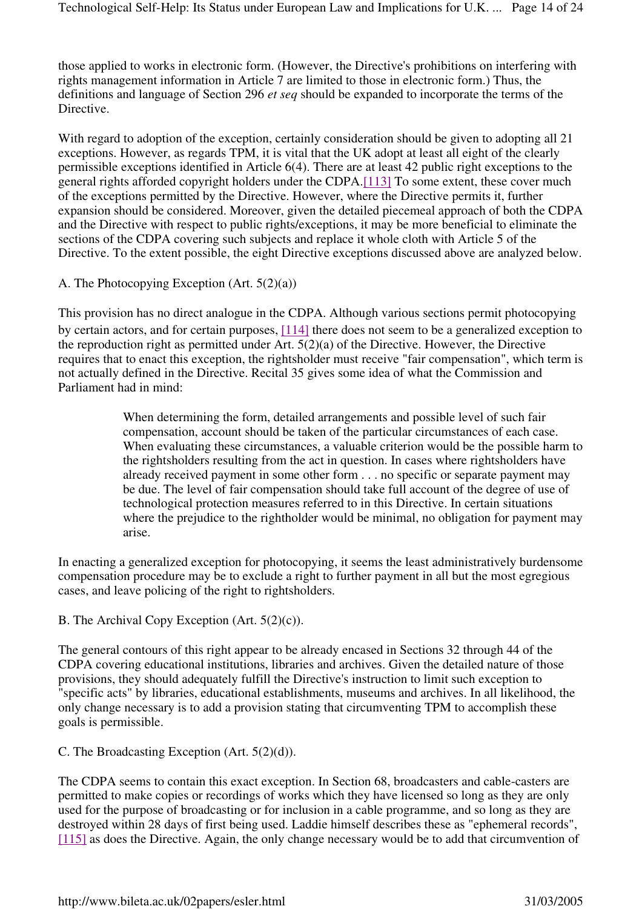those applied to works in electronic form. (However, the Directive's prohibitions on interfering with rights management information in Article 7 are limited to those in electronic form.) Thus, the definitions and language of Section 296 *et seq* should be expanded to incorporate the terms of the Directive.

With regard to adoption of the exception, certainly consideration should be given to adopting all 21 exceptions. However, as regards TPM, it is vital that the UK adopt at least all eight of the clearly permissible exceptions identified in Article 6(4). There are at least 42 public right exceptions to the general rights afforded copyright holders under the CDPA.[113] To some extent, these cover much of the exceptions permitted by the Directive. However, where the Directive permits it, further expansion should be considered. Moreover, given the detailed piecemeal approach of both the CDPA and the Directive with respect to public rights/exceptions, it may be more beneficial to eliminate the sections of the CDPA covering such subjects and replace it whole cloth with Article 5 of the Directive. To the extent possible, the eight Directive exceptions discussed above are analyzed below.

A. The Photocopying Exception (Art. 5(2)(a))

This provision has no direct analogue in the CDPA. Although various sections permit photocopying by certain actors, and for certain purposes, [114] there does not seem to be a generalized exception to the reproduction right as permitted under Art. 5(2)(a) of the Directive. However, the Directive requires that to enact this exception, the rightsholder must receive "fair compensation", which term is not actually defined in the Directive. Recital 35 gives some idea of what the Commission and Parliament had in mind:

> When determining the form, detailed arrangements and possible level of such fair compensation, account should be taken of the particular circumstances of each case. When evaluating these circumstances, a valuable criterion would be the possible harm to the rightsholders resulting from the act in question. In cases where rightsholders have already received payment in some other form . . . no specific or separate payment may be due. The level of fair compensation should take full account of the degree of use of technological protection measures referred to in this Directive. In certain situations where the prejudice to the rightholder would be minimal, no obligation for payment may arise.

In enacting a generalized exception for photocopying, it seems the least administratively burdensome compensation procedure may be to exclude a right to further payment in all but the most egregious cases, and leave policing of the right to rightsholders.

B. The Archival Copy Exception (Art. 5(2)(c)).

The general contours of this right appear to be already encased in Sections 32 through 44 of the CDPA covering educational institutions, libraries and archives. Given the detailed nature of those provisions, they should adequately fulfill the Directive's instruction to limit such exception to "specific acts" by libraries, educational establishments, museums and archives. In all likelihood, the only change necessary is to add a provision stating that circumventing TPM to accomplish these goals is permissible.

C. The Broadcasting Exception (Art. 5(2)(d)).

The CDPA seems to contain this exact exception. In Section 68, broadcasters and cable-casters are permitted to make copies or recordings of works which they have licensed so long as they are only used for the purpose of broadcasting or for inclusion in a cable programme, and so long as they are destroyed within 28 days of first being used. Laddie himself describes these as "ephemeral records", [115] as does the Directive. Again, the only change necessary would be to add that circumvention of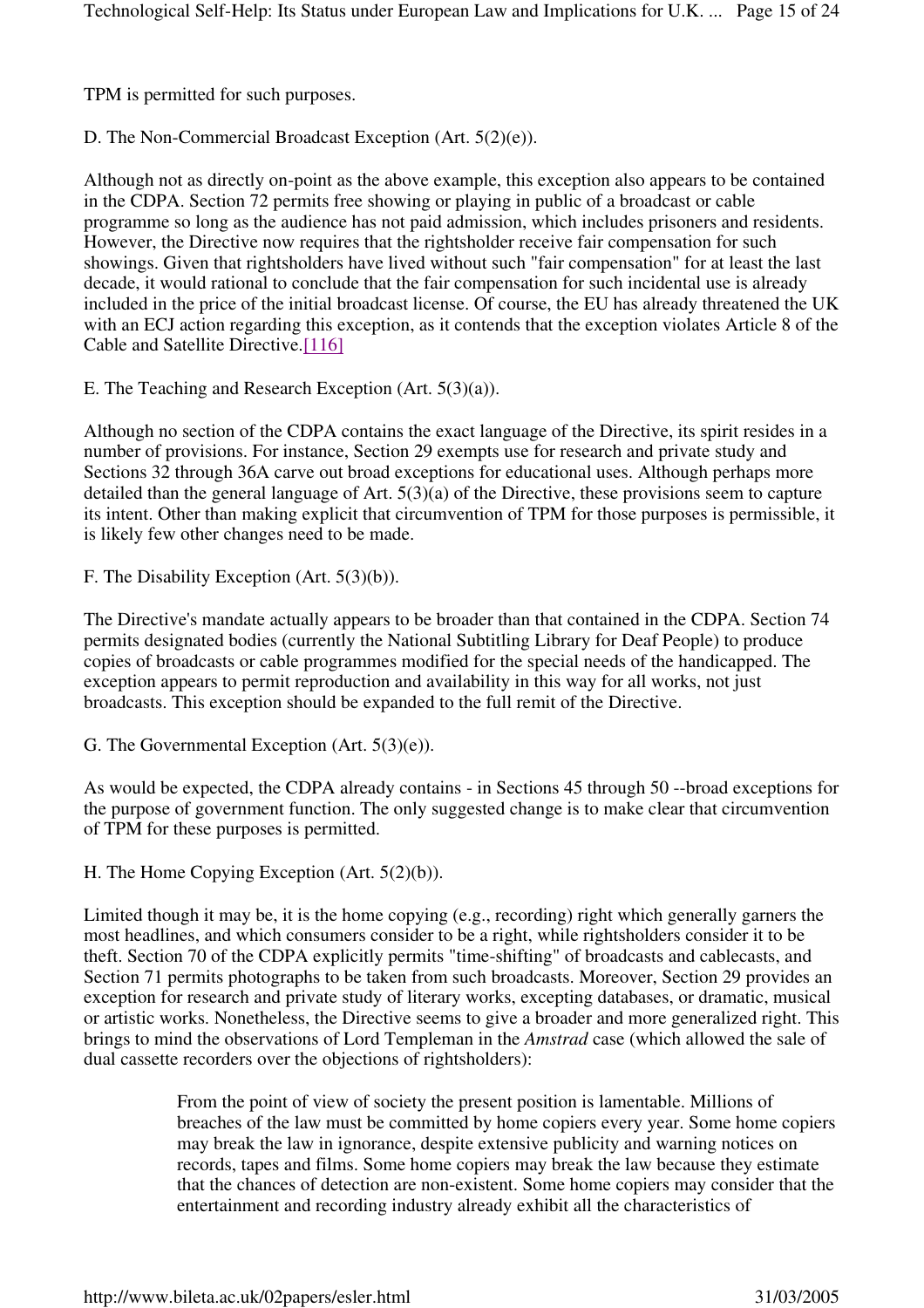TPM is permitted for such purposes.

D. The Non-Commercial Broadcast Exception (Art. 5(2)(e)).

Although not as directly on-point as the above example, this exception also appears to be contained in the CDPA. Section 72 permits free showing or playing in public of a broadcast or cable programme so long as the audience has not paid admission, which includes prisoners and residents. However, the Directive now requires that the rightsholder receive fair compensation for such showings. Given that rightsholders have lived without such "fair compensation" for at least the last decade, it would rational to conclude that the fair compensation for such incidental use is already included in the price of the initial broadcast license. Of course, the EU has already threatened the UK with an ECJ action regarding this exception, as it contends that the exception violates Article 8 of the Cable and Satellite Directive.[116]

E. The Teaching and Research Exception (Art. 5(3)(a)).

Although no section of the CDPA contains the exact language of the Directive, its spirit resides in a number of provisions. For instance, Section 29 exempts use for research and private study and Sections 32 through 36A carve out broad exceptions for educational uses. Although perhaps more detailed than the general language of Art. 5(3)(a) of the Directive, these provisions seem to capture its intent. Other than making explicit that circumvention of TPM for those purposes is permissible, it is likely few other changes need to be made.

F. The Disability Exception (Art. 5(3)(b)).

The Directive's mandate actually appears to be broader than that contained in the CDPA. Section 74 permits designated bodies (currently the National Subtitling Library for Deaf People) to produce copies of broadcasts or cable programmes modified for the special needs of the handicapped. The exception appears to permit reproduction and availability in this way for all works, not just broadcasts. This exception should be expanded to the full remit of the Directive.

G. The Governmental Exception (Art. 5(3)(e)).

As would be expected, the CDPA already contains - in Sections 45 through 50 --broad exceptions for the purpose of government function. The only suggested change is to make clear that circumvention of TPM for these purposes is permitted.

H. The Home Copying Exception (Art. 5(2)(b)).

Limited though it may be, it is the home copying (e.g., recording) right which generally garners the most headlines, and which consumers consider to be a right, while rightsholders consider it to be theft. Section 70 of the CDPA explicitly permits "time-shifting" of broadcasts and cablecasts, and Section 71 permits photographs to be taken from such broadcasts. Moreover, Section 29 provides an exception for research and private study of literary works, excepting databases, or dramatic, musical or artistic works. Nonetheless, the Directive seems to give a broader and more generalized right. This brings to mind the observations of Lord Templeman in the *Amstrad* case (which allowed the sale of dual cassette recorders over the objections of rightsholders):

> From the point of view of society the present position is lamentable. Millions of breaches of the law must be committed by home copiers every year. Some home copiers may break the law in ignorance, despite extensive publicity and warning notices on records, tapes and films. Some home copiers may break the law because they estimate that the chances of detection are non-existent. Some home copiers may consider that the entertainment and recording industry already exhibit all the characteristics of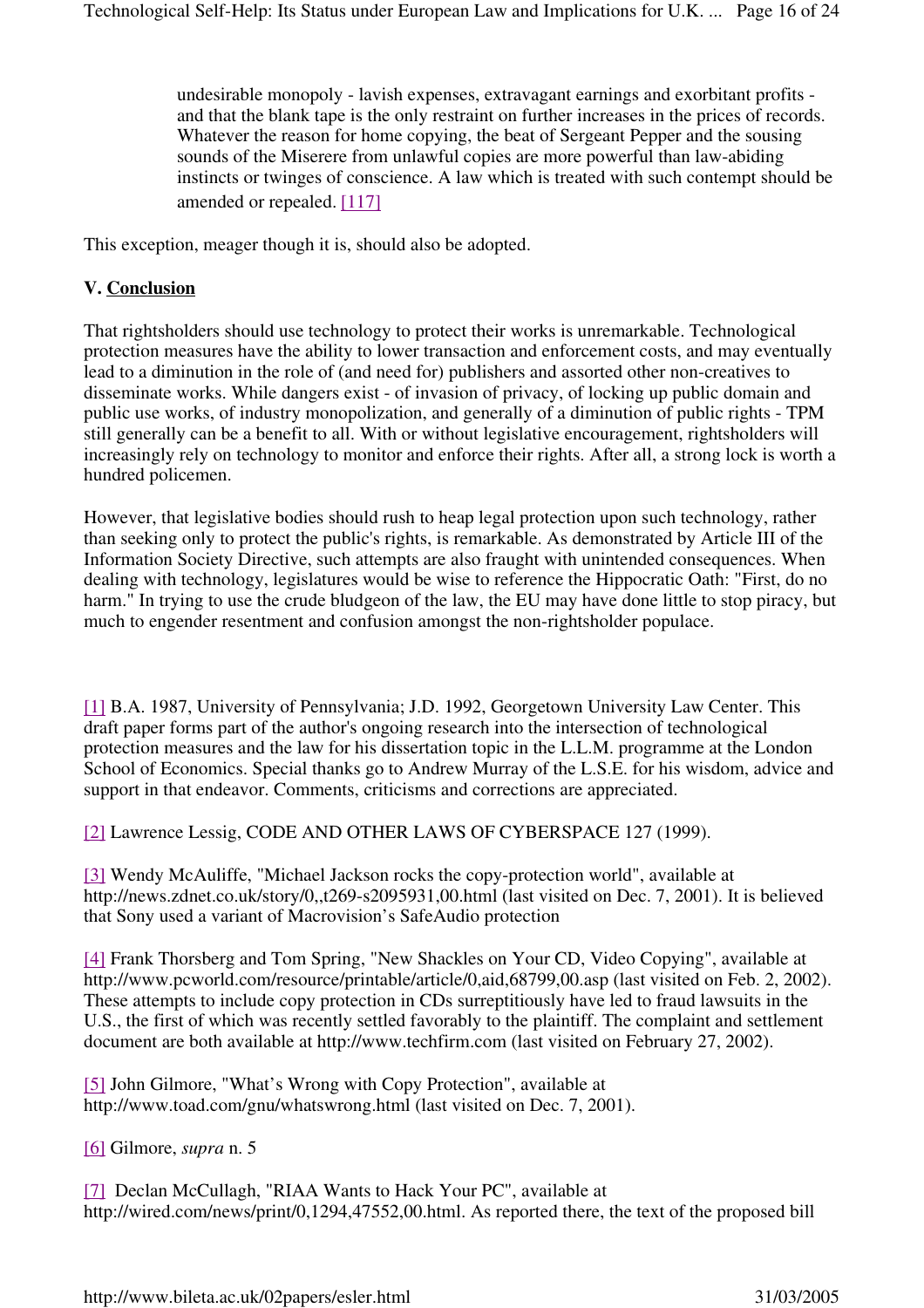> undesirable monopoly - lavish expenses, extravagant earnings and exorbitant profits - and that the blank tape is the only restraint on further increases in the prices of records. Whatever the reason for home copying, the beat of Sergeant Pepper and the sousing sounds of the Miserere from unlawful copies are more powerful than law-abiding instincts or twinges of conscience. A law which is treated with such contempt should be amended or repealed. [117]

This exception, meager though it is, should also be adopted.

## V. Conclusion

That rightsholders should use technology to protect their works is unremarkable. Technological protection measures have the ability to lower transaction and enforcement costs, and may eventually lead to a diminution in the role of (and need for) publishers and assorted other non-creatives to disseminate works. While dangers exist - of invasion of privacy, of locking up public domain and public use works, of industry monopolization, and generally of a diminution of public rights - TPM still generally can be a benefit to all. With or without legislative encouragement, rightsholders will increasingly rely on technology to monitor and enforce their rights. After all, a strong lock is worth a hundred policemen.

However, that legislative bodies should rush to heap legal protection upon such technology, rather than seeking only to protect the public's rights, is remarkable. As demonstrated by Article III of the Information Society Directive, such attempts are also fraught with unintended consequences. When dealing with technology, legislatures would be wise to reference the Hippocratic Oath: "First, do no harm." In trying to use the crude bludgeon of the law, the EU may have done little to stop piracy, but much to engender resentment and confusion amongst the non-rightsholder populace.

---

[1] B.A. 1987, University of Pennsylvania; J.D. 1992, Georgetown University Law Center. This draft paper forms part of the author's ongoing research into the intersection of technological protection measures and the law for his dissertation topic in the L.L.M. programme at the London School of Economics. Special thanks go to Andrew Murray of the L.S.E. for his wisdom, advice and support in that endeavor. Comments, criticisms and corrections are appreciated.

[2] Lawrence Lessig, CODE AND OTHER LAWS OF CYBERSPACE 127 (1999).

[3] Wendy McAuliffe, "Michael Jackson rocks the copy-protection world", available at http://news.zdnet.co.uk/story/0,,t269-s2095931,00.html (last visited on Dec. 7, 2001). It is believed that Sony used a variant of Macrovision's SafeAudio protection

[4] Frank Thorsberg and Tom Spring, "New Shackles on Your CD, Video Copying", available at http://www.pcworld.com/resource/printable/article/0,aid,68799,00.asp (last visited on Feb. 2, 2002). These attempts to include copy protection in CDs surreptitiously have led to fraud lawsuits in the U.S., the first of which was recently settled favorably to the plaintiff. The complaint and settlement document are both available at http://www.techfirm.com (last visited on February 27, 2002).

[5] John Gilmore, "What's Wrong with Copy Protection", available at http://www.toad.com/gnu/whatswrong.html (last visited on Dec. 7, 2001).

[6] Gilmore, *supra* n. 5

[7] Declan McCullagh, "RIAA Wants to Hack Your PC", available at http://wired.com/news/print/0,1294,47552,00.html. As reported there, the text of the proposed bill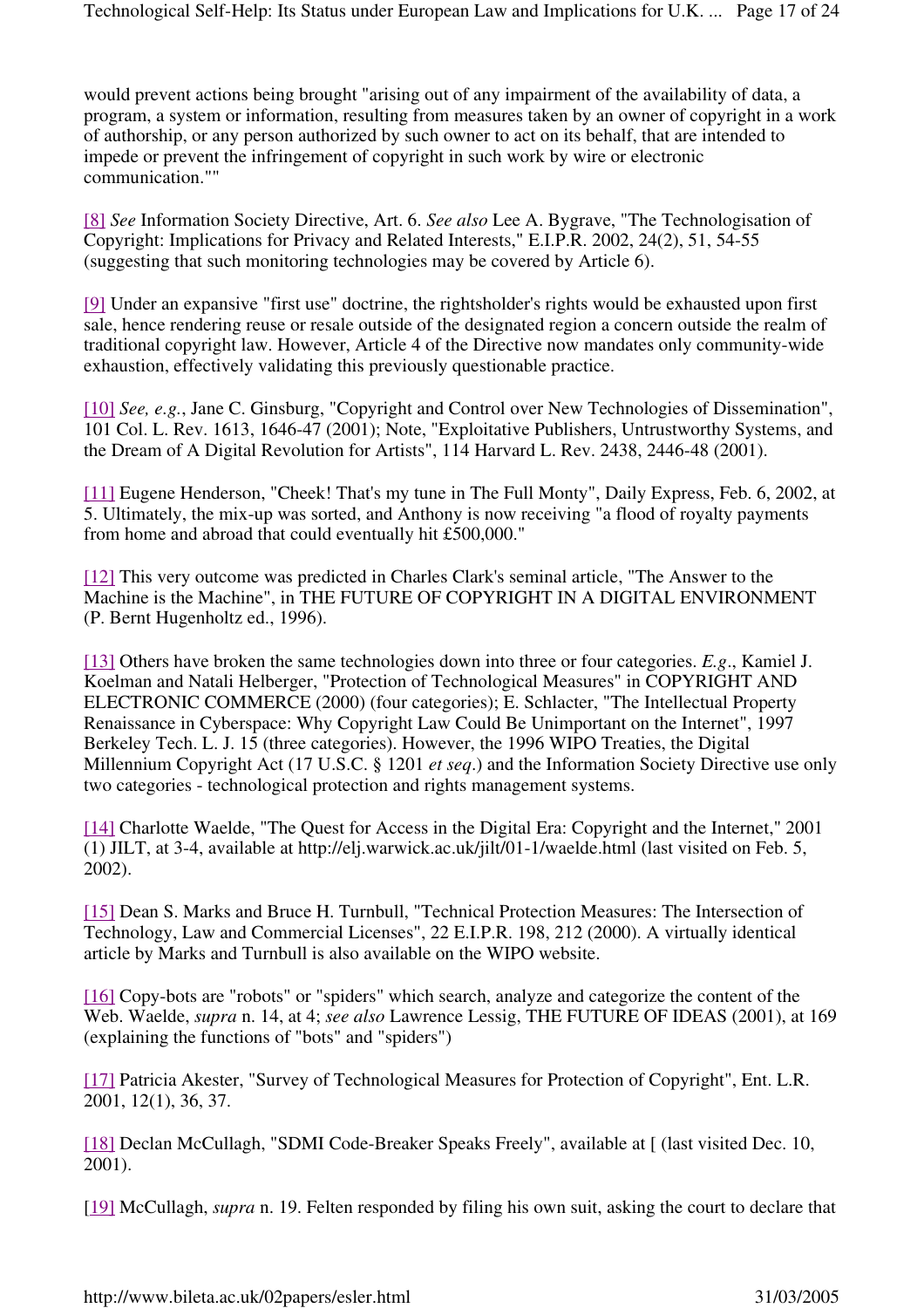would prevent actions being brought "arising out of any impairment of the availability of data, a program, a system or information, resulting from measures taken by an owner of copyright in a work of authorship, or any person authorized by such owner to act on its behalf, that are intended to impede or prevent the infringement of copyright in such work by wire or electronic communication.""

[8] *See* Information Society Directive, Art. 6. *See also* Lee A. Bygrave, "The Technologisation of Copyright: Implications for Privacy and Related Interests," E.I.P.R. 2002, 24(2), 51, 54-55 (suggesting that such monitoring technologies may be covered by Article 6).

[9] Under an expansive "first use" doctrine, the rightsholder's rights would be exhausted upon first sale, hence rendering reuse or resale outside of the designated region a concern outside the realm of traditional copyright law. However, Article 4 of the Directive now mandates only community-wide exhaustion, effectively validating this previously questionable practice.

[10] *See, e.g.*, Jane C. Ginsburg, "Copyright and Control over New Technologies of Dissemination", 101 Col. L. Rev. 1613, 1646-47 (2001); Note, "Exploitative Publishers, Untrustworthy Systems, and the Dream of A Digital Revolution for Artists", 114 Harvard L. Rev. 2438, 2446-48 (2001).

[11] Eugene Henderson, "Cheek! That's my tune in The Full Monty", Daily Express, Feb. 6, 2002, at 5. Ultimately, the mix-up was sorted, and Anthony is now receiving "a flood of royalty payments from home and abroad that could eventually hit £500,000."

[12] This very outcome was predicted in Charles Clark's seminal article, "The Answer to the Machine is the Machine", in THE FUTURE OF COPYRIGHT IN A DIGITAL ENVIRONMENT (P. Bernt Hugenholtz ed., 1996).

[13] Others have broken the same technologies down into three or four categories. *E.g*., Kamiel J. Koelman and Natali Helberger, "Protection of Technological Measures" in COPYRIGHT AND ELECTRONIC COMMERCE (2000) (four categories); E. Schlacter, "The Intellectual Property Renaissance in Cyberspace: Why Copyright Law Could Be Unimportant on the Internet", 1997 Berkeley Tech. L. J. 15 (three categories). However, the 1996 WIPO Treaties, the Digital Millennium Copyright Act (17 U.S.C. § 1201 *et seq*.) and the Information Society Directive use only two categories - technological protection and rights management systems.

[14] Charlotte Waelde, "The Quest for Access in the Digital Era: Copyright and the Internet," 2001 (1) JILT, at 3-4, available at http://elj.warwick.ac.uk/jilt/01-1/waelde.html (last visited on Feb. 5, 2002).

[15] Dean S. Marks and Bruce H. Turnbull, "Technical Protection Measures: The Intersection of Technology, Law and Commercial Licenses", 22 E.I.P.R. 198, 212 (2000). A virtually identical article by Marks and Turnbull is also available on the WIPO website.

[16] Copy-bots are "robots" or "spiders" which search, analyze and categorize the content of the Web. Waelde, *supra* n. 14, at 4; *see also* Lawrence Lessig, THE FUTURE OF IDEAS (2001), at 169 (explaining the functions of "bots" and "spiders")

[17] Patricia Akester, "Survey of Technological Measures for Protection of Copyright", Ent. L.R. 2001, 12(1), 36, 37.

[18] Declan McCullagh, "SDMI Code-Breaker Speaks Freely", available at [ (last visited Dec. 10, 2001).

[19] McCullagh, *supra* n. 19. Felten responded by filing his own suit, asking the court to declare that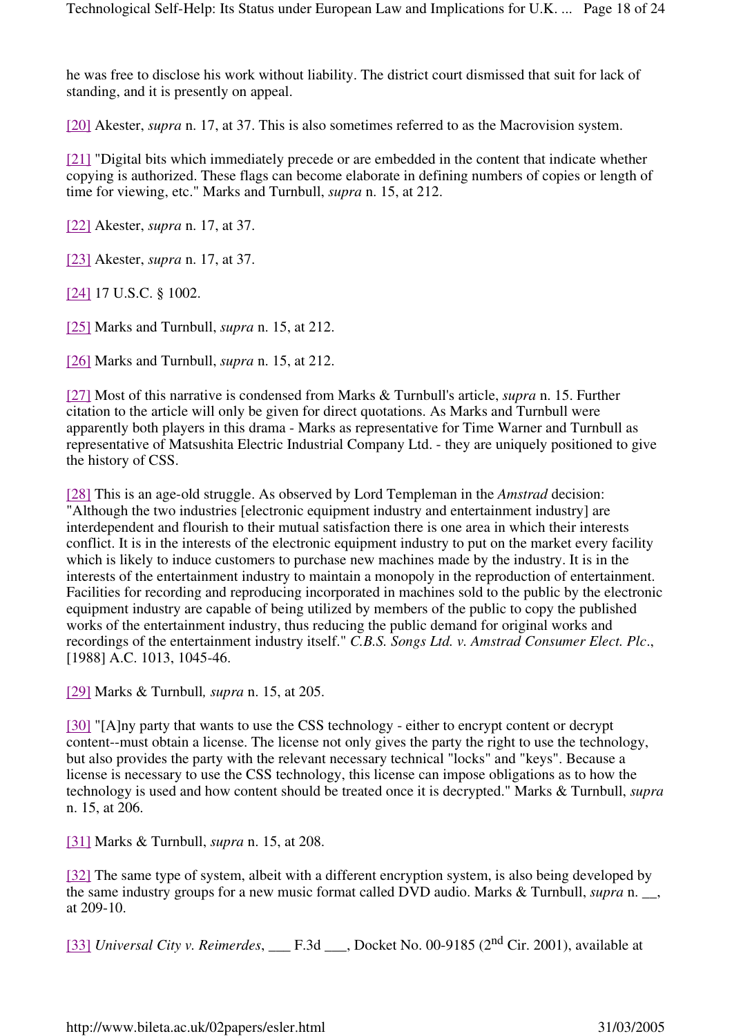he was free to disclose his work without liability. The district court dismissed that suit for lack of standing, and it is presently on appeal.

[20] Akester, *supra* n. 17, at 37. This is also sometimes referred to as the Macrovision system.

[21] "Digital bits which immediately precede or are embedded in the content that indicate whether copying is authorized. These flags can become elaborate in defining numbers of copies or length of time for viewing, etc." Marks and Turnbull, *supra* n. 15, at 212.

[22] Akester, *supra* n. 17, at 37.

[23] Akester, *supra* n. 17, at 37.

[24] 17 U.S.C. § 1002.

[25] Marks and Turnbull, *supra* n. 15, at 212.

[26] Marks and Turnbull, *supra* n. 15, at 212.

[27] Most of this narrative is condensed from Marks & Turnbull's article, *supra* n. 15. Further citation to the article will only be given for direct quotations. As Marks and Turnbull were apparently both players in this drama - Marks as representative for Time Warner and Turnbull as representative of Matsushita Electric Industrial Company Ltd. - they are uniquely positioned to give the history of CSS.

[28] This is an age-old struggle. As observed by Lord Templeman in the *Amstrad* decision: "Although the two industries [electronic equipment industry and entertainment industry] are interdependent and flourish to their mutual satisfaction there is one area in which their interests conflict. It is in the interests of the electronic equipment industry to put on the market every facility which is likely to induce customers to purchase new machines made by the industry. It is in the interests of the entertainment industry to maintain a monopoly in the reproduction of entertainment. Facilities for recording and reproducing incorporated in machines sold to the public by the electronic equipment industry are capable of being utilized by members of the public to copy the published works of the entertainment industry, thus reducing the public demand for original works and recordings of the entertainment industry itself." *C.B.S. Songs Ltd. v. Amstrad Consumer Elect. Plc*., [1988] A.C. 1013, 1045-46.

[29] Marks & Turnbull*, supra* n. 15, at 205.

[30] "[A]ny party that wants to use the CSS technology - either to encrypt content or decrypt content--must obtain a license. The license not only gives the party the right to use the technology, but also provides the party with the relevant necessary technical "locks" and "keys". Because a license is necessary to use the CSS technology, this license can impose obligations as to how the technology is used and how content should be treated once it is decrypted." Marks & Turnbull, *supra* n. 15, at 206.

[31] Marks & Turnbull, *supra* n. 15, at 208.

[32] The same type of system, albeit with a different encryption system, is also being developed by the same industry groups for a new music format called DVD audio. Marks & Turnbull, *supra* n. __, at 209-10.

[33] *Universal City v. Reimerdes*, ___ F.3d ___, Docket No. 00-9185 (2nd Cir. 2001), available at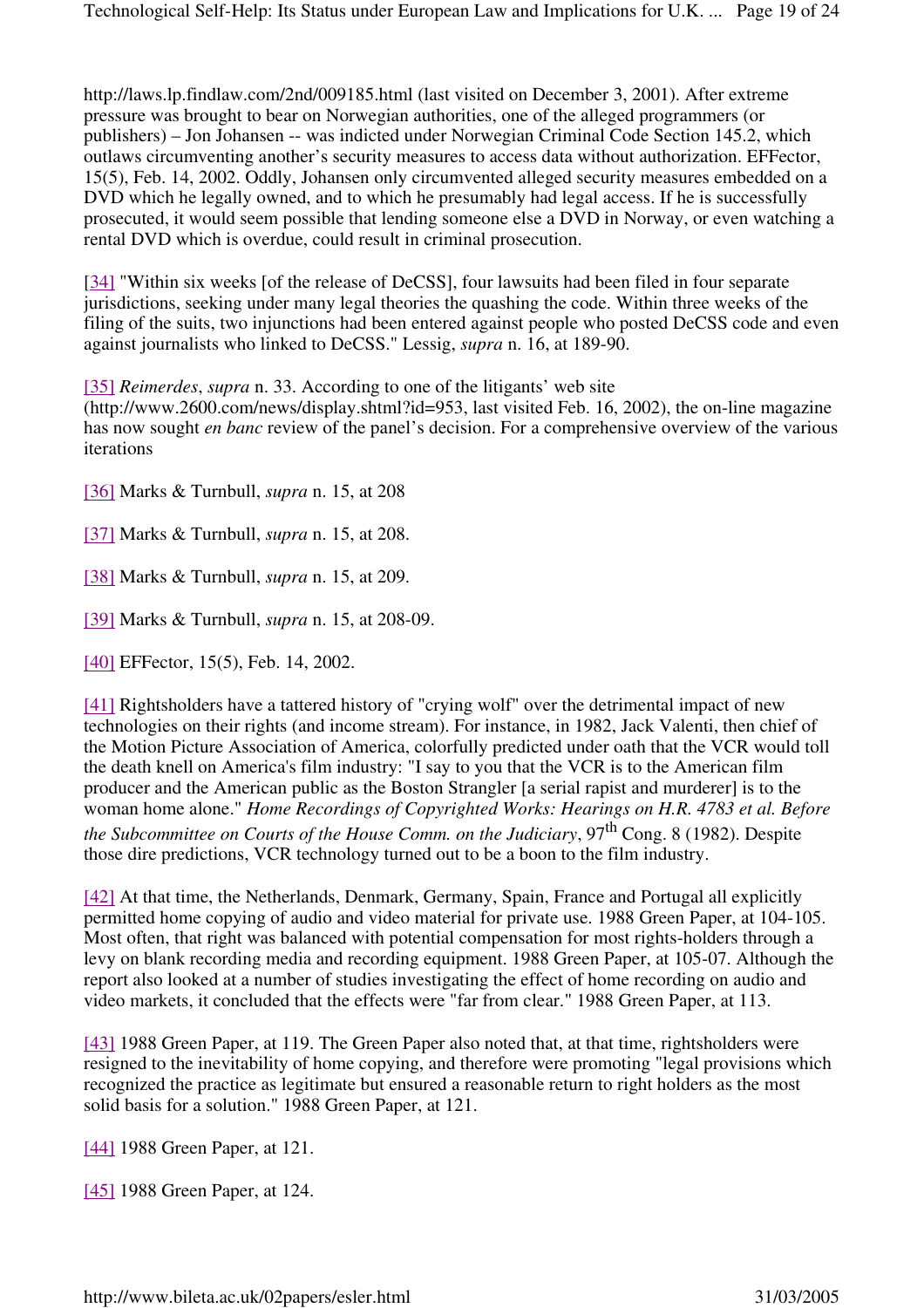http://laws.lp.findlaw.com/2nd/009185.html (last visited on December 3, 2001). After extreme pressure was brought to bear on Norwegian authorities, one of the alleged programmers (or publishers) – Jon Johansen -- was indicted under Norwegian Criminal Code Section 145.2, which outlaws circumventing another's security measures to access data without authorization. EFFector, 15(5), Feb. 14, 2002. Oddly, Johansen only circumvented alleged security measures embedded on a DVD which he legally owned, and to which he presumably had legal access. If he is successfully prosecuted, it would seem possible that lending someone else a DVD in Norway, or even watching a rental DVD which is overdue, could result in criminal prosecution.

[34] "Within six weeks [of the release of DeCSS], four lawsuits had been filed in four separate jurisdictions, seeking under many legal theories the quashing the code. Within three weeks of the filing of the suits, two injunctions had been entered against people who posted DeCSS code and even against journalists who linked to DeCSS." Lessig, *supra* n. 16, at 189-90.

[35] *Reimerdes*, *supra* n. 33. According to one of the litigants' web site (http://www.2600.com/news/display.shtml?id=953, last visited Feb. 16, 2002), the on-line magazine has now sought *en banc* review of the panel's decision. For a comprehensive overview of the various iterations

[36] Marks & Turnbull, *supra* n. 15, at 208

[37] Marks & Turnbull, *supra* n. 15, at 208.

[38] Marks & Turnbull, *supra* n. 15, at 209.

[39] Marks & Turnbull, *supra* n. 15, at 208-09.

[40] EFFector, 15(5), Feb. 14, 2002.

[41] Rightsholders have a tattered history of "crying wolf" over the detrimental impact of new technologies on their rights (and income stream). For instance, in 1982, Jack Valenti, then chief of the Motion Picture Association of America, colorfully predicted under oath that the VCR would toll the death knell on America's film industry: "I say to you that the VCR is to the American film producer and the American public as the Boston Strangler [a serial rapist and murderer] is to the woman home alone." *Home Recordings of Copyrighted Works: Hearings on H.R. 4783 et al. Before the Subcommittee on Courts of the House Comm. on the Judiciary*, 97th Cong. 8 (1982). Despite those dire predictions, VCR technology turned out to be a boon to the film industry.

[42] At that time, the Netherlands, Denmark, Germany, Spain, France and Portugal all explicitly permitted home copying of audio and video material for private use. 1988 Green Paper, at 104-105. Most often, that right was balanced with potential compensation for most rights-holders through a levy on blank recording media and recording equipment. 1988 Green Paper, at 105-07. Although the report also looked at a number of studies investigating the effect of home recording on audio and video markets, it concluded that the effects were "far from clear." 1988 Green Paper, at 113.

[43] 1988 Green Paper, at 119. The Green Paper also noted that, at that time, rightsholders were resigned to the inevitability of home copying, and therefore were promoting "legal provisions which recognized the practice as legitimate but ensured a reasonable return to right holders as the most solid basis for a solution." 1988 Green Paper, at 121.

[44] 1988 Green Paper, at 121.

[45] 1988 Green Paper, at 124.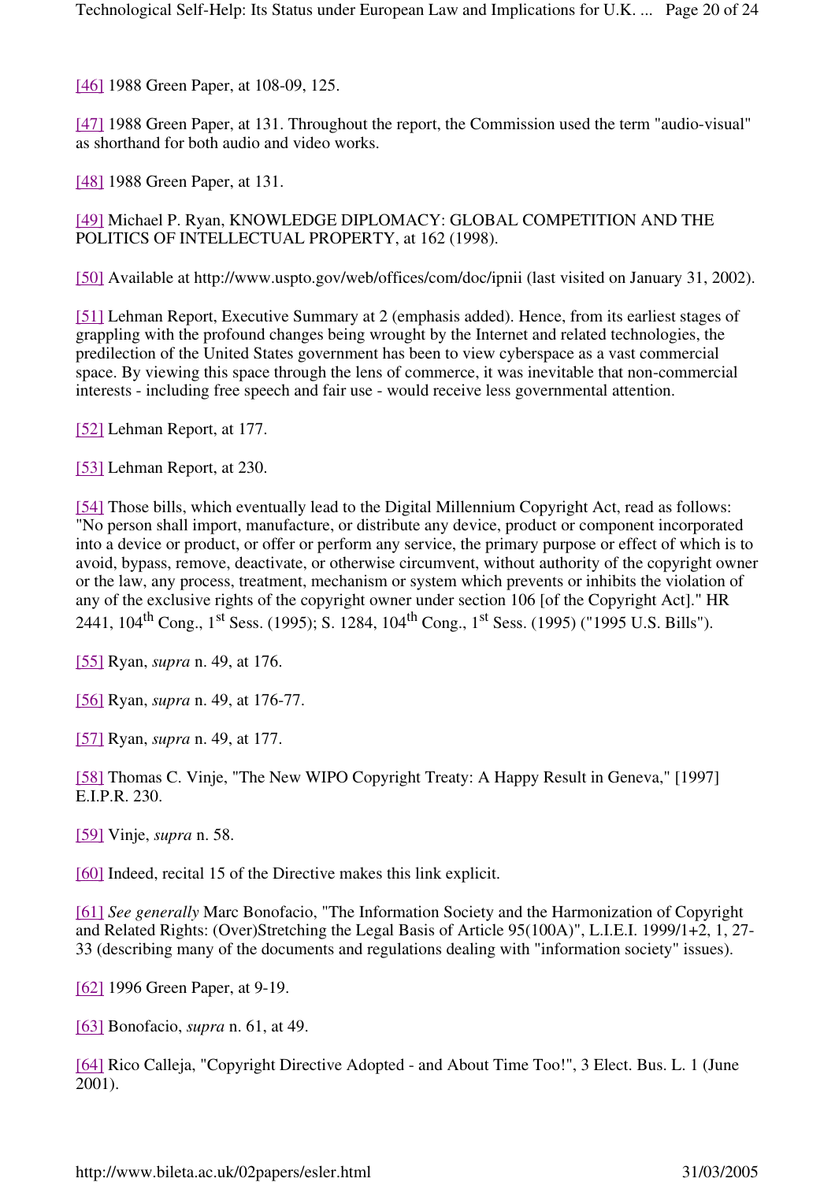[46] 1988 Green Paper, at 108-09, 125.

[47] 1988 Green Paper, at 131. Throughout the report, the Commission used the term "audio-visual" as shorthand for both audio and video works.

[48] 1988 Green Paper, at 131.

[49] Michael P. Ryan, KNOWLEDGE DIPLOMACY: GLOBAL COMPETITION AND THE POLITICS OF INTELLECTUAL PROPERTY, at 162 (1998).

[50] Available at http://www.uspto.gov/web/offices/com/doc/ipnii (last visited on January 31, 2002).

[51] Lehman Report, Executive Summary at 2 (emphasis added). Hence, from its earliest stages of grappling with the profound changes being wrought by the Internet and related technologies, the predilection of the United States government has been to view cyberspace as a vast commercial space. By viewing this space through the lens of commerce, it was inevitable that non-commercial interests - including free speech and fair use - would receive less governmental attention.

[52] Lehman Report, at 177.

[53] Lehman Report, at 230.

[54] Those bills, which eventually lead to the Digital Millennium Copyright Act, read as follows: "No person shall import, manufacture, or distribute any device, product or component incorporated into a device or product, or offer or perform any service, the primary purpose or effect of which is to avoid, bypass, remove, deactivate, or otherwise circumvent, without authority of the copyright owner or the law, any process, treatment, mechanism or system which prevents or inhibits the violation of any of the exclusive rights of the copyright owner under section 106 [of the Copyright Act]." HR 2441, 104th Cong., 1st Sess. (1995); S. 1284, 104th Cong., 1st Sess. (1995) ("1995 U.S. Bills").

[55] Ryan, *supra* n. 49, at 176.

[56] Ryan, *supra* n. 49, at 176-77.

[57] Ryan, *supra* n. 49, at 177.

[58] Thomas C. Vinje, "The New WIPO Copyright Treaty: A Happy Result in Geneva," [1997] E.I.P.R. 230.

[59] Vinje, *supra* n. 58.

[60] Indeed, recital 15 of the Directive makes this link explicit.

[61] *See generally* Marc Bonofacio, "The Information Society and the Harmonization of Copyright and Related Rights: (Over)Stretching the Legal Basis of Article 95(100A)", L.I.E.I. 1999/1+2, 1, 27-33 (describing many of the documents and regulations dealing with "information society" issues).

[62] 1996 Green Paper, at 9-19.

[63] Bonofacio, *supra* n. 61, at 49.

[64] Rico Calleja, "Copyright Directive Adopted - and About Time Too!", 3 Elect. Bus. L. 1 (June 2001).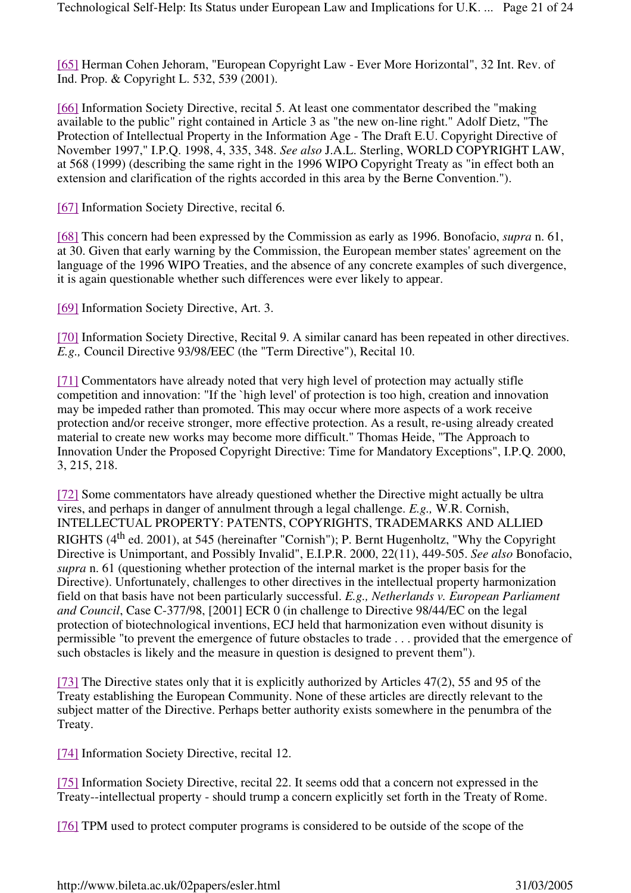[65] Herman Cohen Jehoram, "European Copyright Law - Ever More Horizontal", 32 Int. Rev. of Ind. Prop. & Copyright L. 532, 539 (2001).

[66] Information Society Directive, recital 5. At least one commentator described the "making available to the public" right contained in Article 3 as "the new on-line right." Adolf Dietz, "The Protection of Intellectual Property in the Information Age - The Draft E.U. Copyright Directive of November 1997," I.P.Q. 1998, 4, 335, 348. *See also* J.A.L. Sterling, WORLD COPYRIGHT LAW, at 568 (1999) (describing the same right in the 1996 WIPO Copyright Treaty as "in effect both an extension and clarification of the rights accorded in this area by the Berne Convention.").

[67] Information Society Directive, recital 6.

[68] This concern had been expressed by the Commission as early as 1996. Bonofacio, *supra* n. 61, at 30. Given that early warning by the Commission, the European member states' agreement on the language of the 1996 WIPO Treaties, and the absence of any concrete examples of such divergence, it is again questionable whether such differences were ever likely to appear.

[69] Information Society Directive, Art. 3.

[70] Information Society Directive, Recital 9. A similar canard has been repeated in other directives. *E.g.,* Council Directive 93/98/EEC (the "Term Directive"), Recital 10.

[71] Commentators have already noted that very high level of protection may actually stifle competition and innovation: "If the `high level' of protection is too high, creation and innovation may be impeded rather than promoted. This may occur where more aspects of a work receive protection and/or receive stronger, more effective protection. As a result, re-using already created material to create new works may become more difficult." Thomas Heide, "The Approach to Innovation Under the Proposed Copyright Directive: Time for Mandatory Exceptions", I.P.Q. 2000, 3, 215, 218.

[72] Some commentators have already questioned whether the Directive might actually be ultra vires, and perhaps in danger of annulment through a legal challenge. *E.g.,* W.R. Cornish, INTELLECTUAL PROPERTY: PATENTS, COPYRIGHTS, TRADEMARKS AND ALLIED RIGHTS (4th ed. 2001), at 545 (hereinafter "Cornish"); P. Bernt Hugenholtz, "Why the Copyright Directive is Unimportant, and Possibly Invalid", E.I.P.R. 2000, 22(11), 449-505. *See also* Bonofacio, *supra* n. 61 (questioning whether protection of the internal market is the proper basis for the Directive). Unfortunately, challenges to other directives in the intellectual property harmonization field on that basis have not been particularly successful. *E.g., Netherlands v. European Parliament and Council*, Case C-377/98, [2001] ECR 0 (in challenge to Directive 98/44/EC on the legal protection of biotechnological inventions, ECJ held that harmonization even without disunity is permissible "to prevent the emergence of future obstacles to trade . . . provided that the emergence of such obstacles is likely and the measure in question is designed to prevent them").

[73] The Directive states only that it is explicitly authorized by Articles 47(2), 55 and 95 of the Treaty establishing the European Community. None of these articles are directly relevant to the subject matter of the Directive. Perhaps better authority exists somewhere in the penumbra of the Treaty.

[74] Information Society Directive, recital 12.

[75] Information Society Directive, recital 22. It seems odd that a concern not expressed in the Treaty--intellectual property - should trump a concern explicitly set forth in the Treaty of Rome.

[76] TPM used to protect computer programs is considered to be outside of the scope of the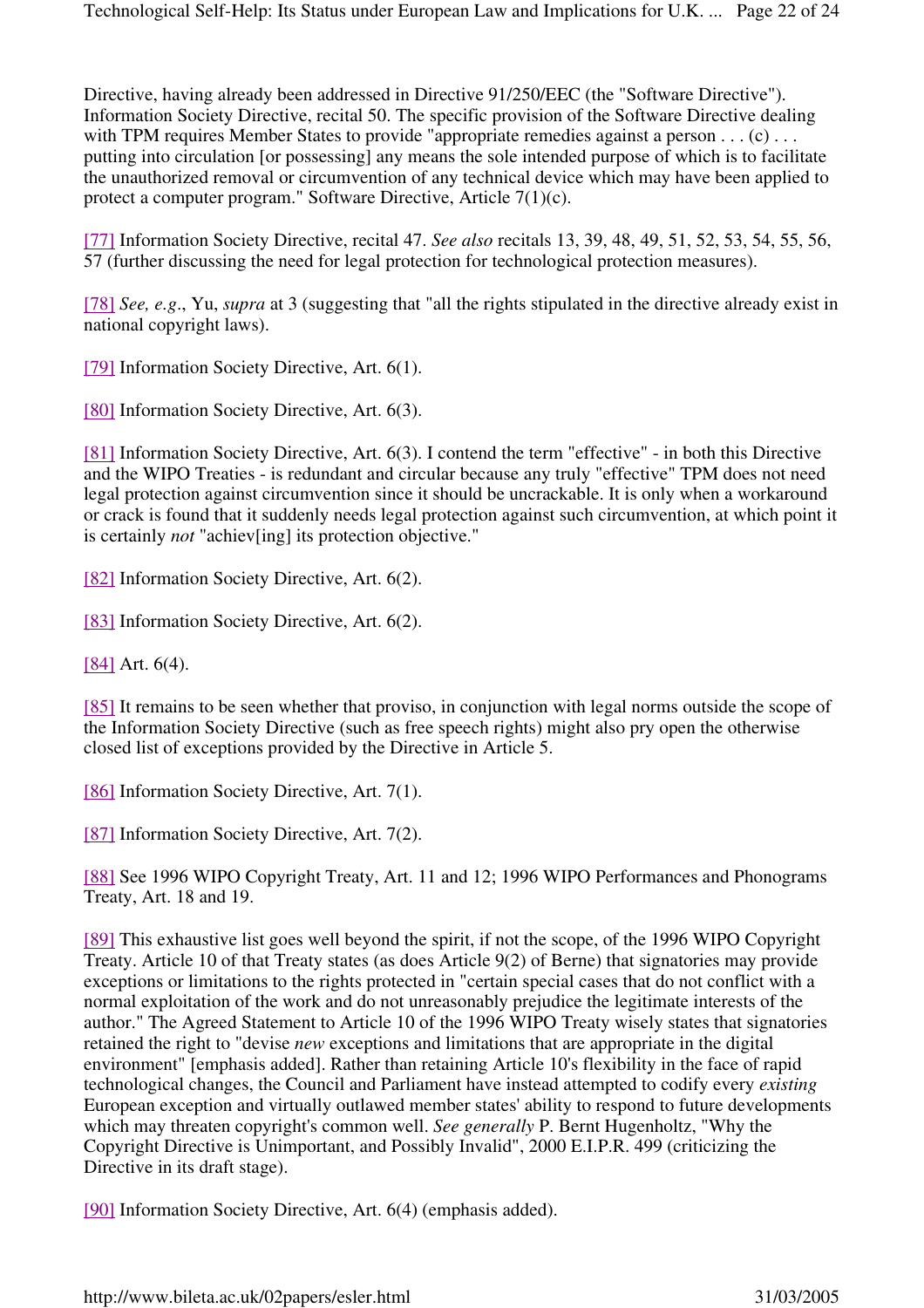Directive, having already been addressed in Directive 91/250/EEC (the "Software Directive"). Information Society Directive, recital 50. The specific provision of the Software Directive dealing with TPM requires Member States to provide "appropriate remedies against a person . . . (c) . . . putting into circulation [or possessing] any means the sole intended purpose of which is to facilitate the unauthorized removal or circumvention of any technical device which may have been applied to protect a computer program." Software Directive, Article 7(1)(c).

[77] Information Society Directive, recital 47. *See also* recitals 13, 39, 48, 49, 51, 52, 53, 54, 55, 56, 57 (further discussing the need for legal protection for technological protection measures).

[78] *See, e.g*., Yu, *supra* at 3 (suggesting that "all the rights stipulated in the directive already exist in national copyright laws).

[79] Information Society Directive, Art. 6(1).

[80] Information Society Directive, Art. 6(3).

[81] Information Society Directive, Art. 6(3). I contend the term "effective" - in both this Directive and the WIPO Treaties - is redundant and circular because any truly "effective" TPM does not need legal protection against circumvention since it should be uncrackable. It is only when a workaround or crack is found that it suddenly needs legal protection against such circumvention, at which point it is certainly *not* "achiev[ing] its protection objective."

[82] Information Society Directive, Art. 6(2).

[83] Information Society Directive, Art. 6(2).

[84] Art. 6(4).

[85] It remains to be seen whether that proviso, in conjunction with legal norms outside the scope of the Information Society Directive (such as free speech rights) might also pry open the otherwise closed list of exceptions provided by the Directive in Article 5.

[86] Information Society Directive, Art. 7(1).

[87] Information Society Directive, Art. 7(2).

[88] See 1996 WIPO Copyright Treaty, Art. 11 and 12; 1996 WIPO Performances and Phonograms Treaty, Art. 18 and 19.

[89] This exhaustive list goes well beyond the spirit, if not the scope, of the 1996 WIPO Copyright Treaty. Article 10 of that Treaty states (as does Article 9(2) of Berne) that signatories may provide exceptions or limitations to the rights protected in "certain special cases that do not conflict with a normal exploitation of the work and do not unreasonably prejudice the legitimate interests of the author." The Agreed Statement to Article 10 of the 1996 WIPO Treaty wisely states that signatories retained the right to "devise *new* exceptions and limitations that are appropriate in the digital environment" [emphasis added]. Rather than retaining Article 10's flexibility in the face of rapid technological changes, the Council and Parliament have instead attempted to codify every *existing* European exception and virtually outlawed member states' ability to respond to future developments which may threaten copyright's common well. *See generally* P. Bernt Hugenholtz, "Why the Copyright Directive is Unimportant, and Possibly Invalid", 2000 E.I.P.R. 499 (criticizing the Directive in its draft stage).

[90] Information Society Directive, Art. 6(4) (emphasis added).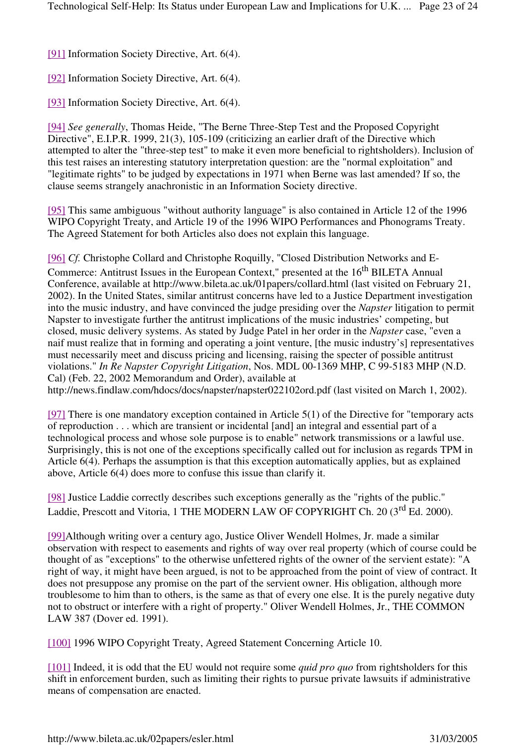[91] Information Society Directive, Art. 6(4).

[92] Information Society Directive, Art. 6(4).

[93] Information Society Directive, Art. 6(4).

[94] *See generally*, Thomas Heide, "The Berne Three-Step Test and the Proposed Copyright Directive", E.I.P.R. 1999, 21(3), 105-109 (criticizing an earlier draft of the Directive which attempted to alter the "three-step test" to make it even more beneficial to rightsholders). Inclusion of this test raises an interesting statutory interpretation question: are the "normal exploitation" and "legitimate rights" to be judged by expectations in 1971 when Berne was last amended? If so, the clause seems strangely anachronistic in an Information Society directive.

[95] This same ambiguous "without authority language" is also contained in Article 12 of the 1996 WIPO Copyright Treaty, and Article 19 of the 1996 WIPO Performances and Phonograms Treaty. The Agreed Statement for both Articles also does not explain this language.

[96] *Cf.* Christophe Collard and Christophe Roquilly, "Closed Distribution Networks and E-Commerce: Antitrust Issues in the European Context," presented at the 16th BILETA Annual Conference, available at http://www.bileta.ac.uk/01papers/collard.html (last visited on February 21, 2002). In the United States, similar antitrust concerns have led to a Justice Department investigation into the music industry, and have convinced the judge presiding over the *Napster* litigation to permit Napster to investigate further the antitrust implications of the music industries' competing, but closed, music delivery systems. As stated by Judge Patel in her order in the *Napster* case, "even a naif must realize that in forming and operating a joint venture, [the music industry's] representatives must necessarily meet and discuss pricing and licensing, raising the specter of possible antitrust violations." *In Re Napster Copyright Litigation*, Nos. MDL 00-1369 MHP, C 99-5183 MHP (N.D. Cal) (Feb. 22, 2002 Memorandum and Order), available at http://news.findlaw.com/hdocs/docs/napster/napster022102ord.pdf (last visited on March 1, 2002).

[97] There is one mandatory exception contained in Article 5(1) of the Directive for "temporary acts of reproduction . . . which are transient or incidental [and] an integral and essential part of a technological process and whose sole purpose is to enable" network transmissions or a lawful use. Surprisingly, this is not one of the exceptions specifically called out for inclusion as regards TPM in Article 6(4). Perhaps the assumption is that this exception automatically applies, but as explained above, Article 6(4) does more to confuse this issue than clarify it.

[98] Justice Laddie correctly describes such exceptions generally as the "rights of the public." Laddie, Prescott and Vitoria, 1 THE MODERN LAW OF COPYRIGHT Ch. 20 (3rd Ed. 2000).

[99]Although writing over a century ago, Justice Oliver Wendell Holmes, Jr. made a similar observation with respect to easements and rights of way over real property (which of course could be thought of as "exceptions" to the otherwise unfettered rights of the owner of the servient estate): "A right of way, it might have been argued, is not to be approached from the point of view of contract. It does not presuppose any promise on the part of the servient owner. His obligation, although more troublesome to him than to others, is the same as that of every one else. It is the purely negative duty not to obstruct or interfere with a right of property." Oliver Wendell Holmes, Jr., THE COMMON LAW 387 (Dover ed. 1991).

[100] 1996 WIPO Copyright Treaty, Agreed Statement Concerning Article 10.

[101] Indeed, it is odd that the EU would not require some *quid pro quo* from rightsholders for this shift in enforcement burden, such as limiting their rights to pursue private lawsuits if administrative means of compensation are enacted.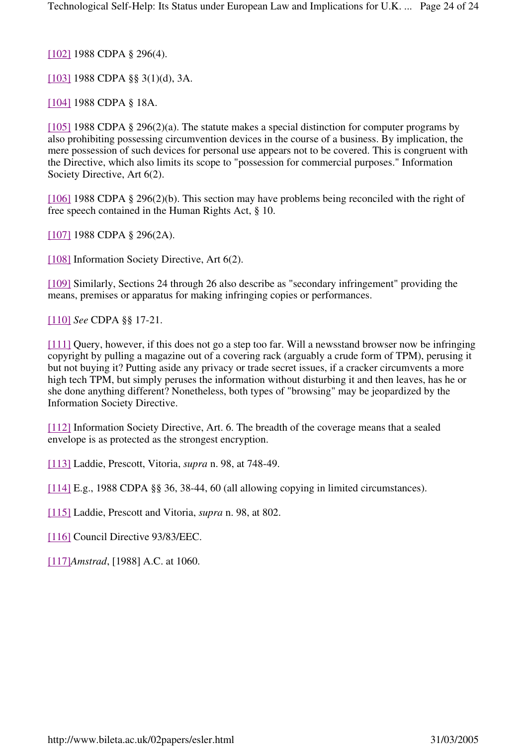[102] 1988 CDPA § 296(4).

[103] 1988 CDPA §§ 3(1)(d), 3A.

[104] 1988 CDPA § 18A.

[105] 1988 CDPA § 296(2)(a). The statute makes a special distinction for computer programs by also prohibiting possessing circumvention devices in the course of a business. By implication, the mere possession of such devices for personal use appears not to be covered. This is congruent with the Directive, which also limits its scope to "possession for commercial purposes." Information Society Directive, Art 6(2).

[106] 1988 CDPA § 296(2)(b). This section may have problems being reconciled with the right of free speech contained in the Human Rights Act, § 10.

[107] 1988 CDPA § 296(2A).

[108] Information Society Directive, Art 6(2).

[109] Similarly, Sections 24 through 26 also describe as "secondary infringement" providing the means, premises or apparatus for making infringing copies or performances.

[110] *See* CDPA §§ 17-21.

[111] Query, however, if this does not go a step too far. Will a newsstand browser now be infringing copyright by pulling a magazine out of a covering rack (arguably a crude form of TPM), perusing it but not buying it? Putting aside any privacy or trade secret issues, if a cracker circumvents a more high tech TPM, but simply peruses the information without disturbing it and then leaves, has he or she done anything different? Nonetheless, both types of "browsing" may be jeopardized by the Information Society Directive.

[112] Information Society Directive, Art. 6. The breadth of the coverage means that a sealed envelope is as protected as the strongest encryption.

[113] Laddie, Prescott, Vitoria, *supra* n. 98, at 748-49.

[114] E.g., 1988 CDPA §§ 36, 38-44, 60 (all allowing copying in limited circumstances).

[115] Laddie, Prescott and Vitoria, *supra* n. 98, at 802.

[116] Council Directive 93/83/EEC.

[117] *Amstrad*, [1988] A.C. at 1060.